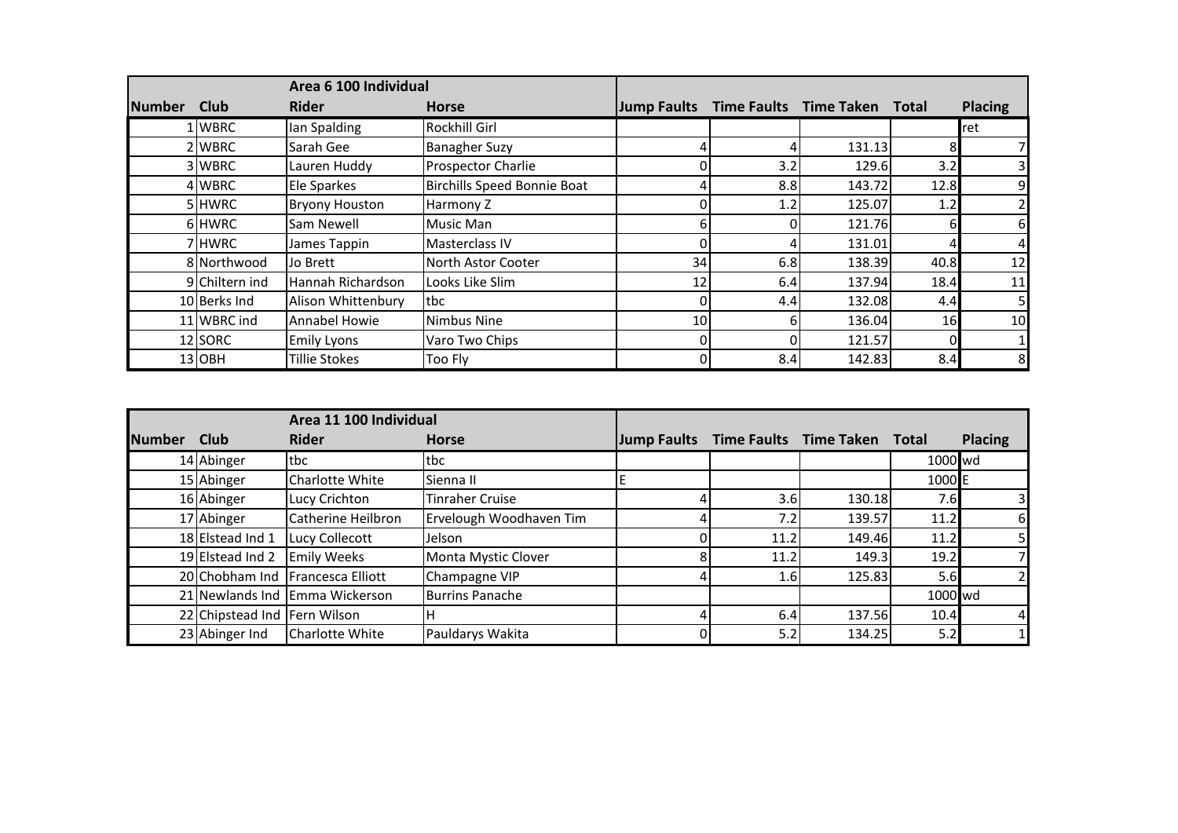| | | Area 6 100 Individual | | | | | | |
|---|---|---|---|---|---|---|---|---|
| **Number** | **Club** | **Rider** | **Horse** | **Jump Faults** | **Time Faults** | **Time Taken** | **Total** | **Placing** |
| 1 | WBRC | Ian Spalding | Rockhill Girl | | | | | ret |
| 2 | WBRC | Sarah Gee | Banagher Suzy | 4 | 4 | 131.13 | 8 | 7 |
| 3 | WBRC | Lauren Huddy | Prospector Charlie | 0 | 3.2 | 129.6 | 3.2 | 3 |
| 4 | WBRC | Ele Sparkes | Birchills Speed Bonnie Boat | 4 | 8.8 | 143.72 | 12.8 | 9 |
| 5 | HWRC | Bryony Houston | Harmony Z | 0 | 1.2 | 125.07 | 1.2 | 2 |
| 6 | HWRC | Sam Newell | Music Man | 6 | 0 | 121.76 | 6 | 6 |
| 7 | HWRC | James Tappin | Masterclass IV | 0 | 4 | 131.01 | 4 | 4 |
| 8 | Northwood | Jo Brett | North Astor Cooter | 34 | 6.8 | 138.39 | 40.8 | 12 |
| 9 | Chiltern ind | Hannah Richardson | Looks Like Slim | 12 | 6.4 | 137.94 | 18.4 | 11 |
| 10 | Berks Ind | Alison Whittenbury | tbc | 0 | 4.4 | 132.08 | 4.4 | 5 |
| 11 | WBRC ind | Annabel Howie | Nimbus Nine | 10 | 6 | 136.04 | 16 | 10 |
| 12 | SORC | Emily Lyons | Varo Two Chips | 0 | 0 | 121.57 | 0 | 1 |
| 13 | OBH | Tillie Stokes | Too Fly | 0 | 8.4 | 142.83 | 8.4 | 8 |

| | | Area 11 100 Individual | | | | | | |
|---|---|---|---|---|---|---|---|---|
| **Number** | **Club** | **Rider** | **Horse** | **Jump Faults** | **Time Faults** | **Time Taken** | **Total** | **Placing** |
| 14 | Abinger | tbc | tbc | | | | 1000 | wd |
| 15 | Abinger | Charlotte White | Sienna II | E | | | 1000 | E |
| 16 | Abinger | Lucy Crichton | Tinraher Cruise | 4 | 3.6 | 130.18 | 7.6 | 3 |
| 17 | Abinger | Catherine Heilbron | Ervelough Woodhaven Tim | 4 | 7.2 | 139.57 | 11.2 | 6 |
| 18 | Elstead Ind 1 | Lucy Collecott | Jelson | 0 | 11.2 | 149.46 | 11.2 | 5 |
| 19 | Elstead Ind 2 | Emily Weeks | Monta Mystic Clover | 8 | 11.2 | 149.3 | 19.2 | 7 |
| 20 | Chobham Ind | Francesca Elliott | Champagne VIP | 4 | 1.6 | 125.83 | 5.6 | 2 |
| 21 | Newlands Ind | Emma Wickerson | Burrins Panache | | | | 1000 | wd |
| 22 | Chipstead Ind | Fern Wilson | H | 4 | 6.4 | 137.56 | 10.4 | 4 |
| 23 | Abinger Ind | Charlotte White | Pauldarys Wakita | 0 | 5.2 | 134.25 | 5.2 | 1 |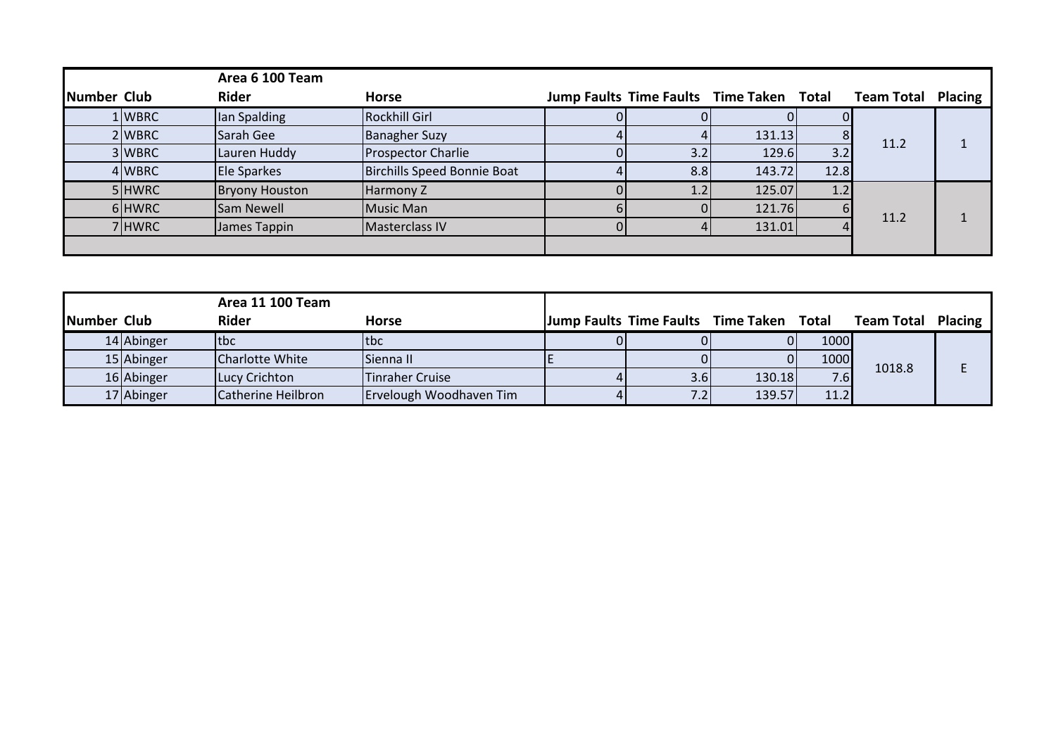| Number | Club | Area 6 100 Team<br>Rider | Horse | Jump Faults | Time Faults | Time Taken | Total | Team Total | Placing |
|---|---|---|---|---|---|---|---|---|---|
| 1 | WBRC | Ian Spalding | Rockhill Girl | 0 | 0 | 0 | 0 | 11.2 | 1 |
| 2 | WBRC | Sarah Gee | Banagher Suzy | 4 | 4 | 131.13 | 8 | | |
| 3 | WBRC | Lauren Huddy | Prospector Charlie | 0 | 3.2 | 129.6 | 3.2 | | |
| 4 | WBRC | Ele Sparkes | Birchills Speed Bonnie Boat | 4 | 8.8 | 143.72 | 12.8 | | |
| 5 | HWRC | Bryony Houston | Harmony Z | 0 | 1.2 | 125.07 | 1.2 | 11.2 | 1 |
| 6 | HWRC | Sam Newell | Music Man | 6 | 0 | 121.76 | 6 | | |
| 7 | HWRC | James Tappin | Masterclass IV | 0 | 4 | 131.01 | 4 | | |
| | | | | | | | | | |

| Number | Club | Area 11 100 Team<br>Rider | Horse | Jump Faults | Time Faults | Time Taken | Total | Team Total | Placing |
|---|---|---|---|---|---|---|---|---|---|
| 14 | Abinger | tbc | tbc | 0 | 0 | 0 | 1000 | 1018.8 | E |
| 15 | Abinger | Charlotte White | Sienna II | E | 0 | 0 | 1000 | | |
| 16 | Abinger | Lucy Crichton | Tinraher Cruise | 4 | 3.6 | 130.18 | 7.6 | | |
| 17 | Abinger | Catherine Heilbron | Ervelough Woodhaven Tim | 4 | 7.2 | 139.57 | 11.2 | | |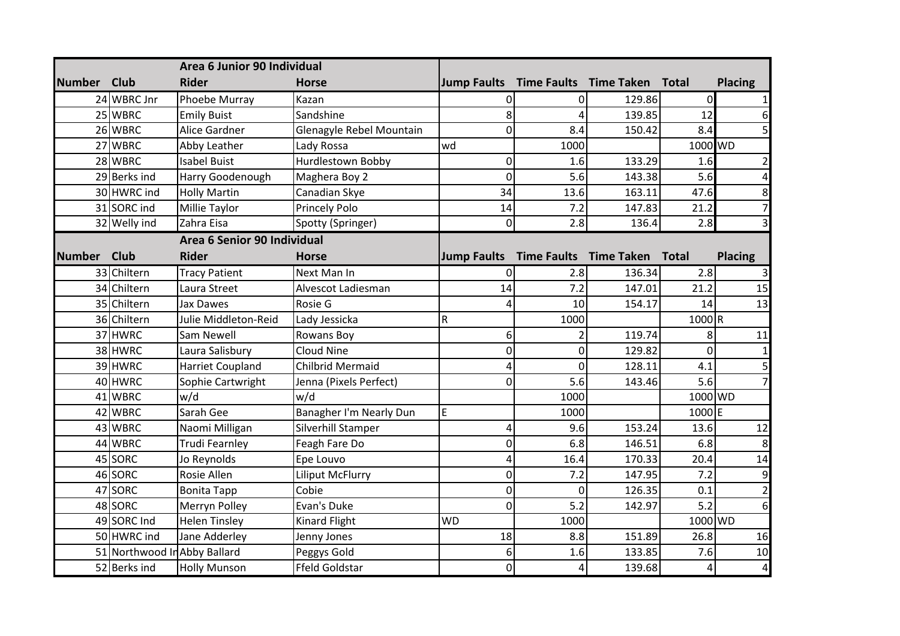| | | Area 6 Junior 90 Individual | | | | | | |
|---|---|---|---|---|---|---|---|---|
| Number | Club | Rider | Horse | Jump Faults | Time Faults | Time Taken | Total | Placing |
| 24 | WBRC Jnr | Phoebe Murray | Kazan | 0 | 0 | 129.86 | 0 | 1 |
| 25 | WBRC | Emily Buist | Sandshine | 8 | 4 | 139.85 | 12 | 6 |
| 26 | WBRC | Alice Gardner | Glenagyle Rebel Mountain | 0 | 8.4 | 150.42 | 8.4 | 5 |
| 27 | WBRC | Abby Leather | Lady Rossa | wd | 1000 | | 1000 | WD |
| 28 | WBRC | Isabel Buist | Hurdlestown Bobby | 0 | 1.6 | 133.29 | 1.6 | 2 |
| 29 | Berks ind | Harry Goodenough | Maghera Boy 2 | 0 | 5.6 | 143.38 | 5.6 | 4 |
| 30 | HWRC ind | Holly Martin | Canadian Skye | 34 | 13.6 | 163.11 | 47.6 | 8 |
| 31 | SORC ind | Millie Taylor | Princely Polo | 14 | 7.2 | 147.83 | 21.2 | 7 |
| 32 | Welly ind | Zahra Eisa | Spotty (Springer) | 0 | 2.8 | 136.4 | 2.8 | 3 |

| | | Area 6 Senior 90 Individual | | | | | | |
|---|---|---|---|---|---|---|---|---|
| Number | Club | Rider | Horse | Jump Faults | Time Faults | Time Taken | Total | Placing |
| 33 | Chiltern | Tracy Patient | Next Man In | 0 | 2.8 | 136.34 | 2.8 | 3 |
| 34 | Chiltern | Laura Street | Alvescot Ladiesman | 14 | 7.2 | 147.01 | 21.2 | 15 |
| 35 | Chiltern | Jax Dawes | Rosie G | 4 | 10 | 154.17 | 14 | 13 |
| 36 | Chiltern | Julie Middleton-Reid | Lady Jessicka | R | 1000 | | 1000 | R |
| 37 | HWRC | Sam Newell | Rowans Boy | 6 | 2 | 119.74 | 8 | 11 |
| 38 | HWRC | Laura Salisbury | Cloud Nine | 0 | 0 | 129.82 | 0 | 1 |
| 39 | HWRC | Harriet Coupland | Chilbrid Mermaid | 4 | 0 | 128.11 | 4.1 | 5 |
| 40 | HWRC | Sophie Cartwright | Jenna (Pixels Perfect) | 0 | 5.6 | 143.46 | 5.6 | 7 |
| 41 | WBRC | w/d | w/d | | 1000 | | 1000 | WD |
| 42 | WBRC | Sarah Gee | Banagher I'm Nearly Dun | E | 1000 | | 1000 | E |
| 43 | WBRC | Naomi Milligan | Silverhill Stamper | 4 | 9.6 | 153.24 | 13.6 | 12 |
| 44 | WBRC | Trudi Fearnley | Feagh Fare Do | 0 | 6.8 | 146.51 | 6.8 | 8 |
| 45 | SORC | Jo Reynolds | Epe Louvo | 4 | 16.4 | 170.33 | 20.4 | 14 |
| 46 | SORC | Rosie Allen | Liliput McFlurry | 0 | 7.2 | 147.95 | 7.2 | 9 |
| 47 | SORC | Bonita Tapp | Cobie | 0 | 0 | 126.35 | 0.1 | 2 |
| 48 | SORC | Merryn Polley | Evan's Duke | 0 | 5.2 | 142.97 | 5.2 | 6 |
| 49 | SORC Ind | Helen Tinsley | Kinard Flight | WD | 1000 | | 1000 | WD |
| 50 | HWRC ind | Jane Adderley | Jenny Jones | 18 | 8.8 | 151.89 | 26.8 | 16 |
| 51 | Northwood In | Abby Ballard | Peggys Gold | 6 | 1.6 | 133.85 | 7.6 | 10 |
| 52 | Berks ind | Holly Munson | Ffeld Goldstar | 0 | 4 | 139.68 | 4 | 4 |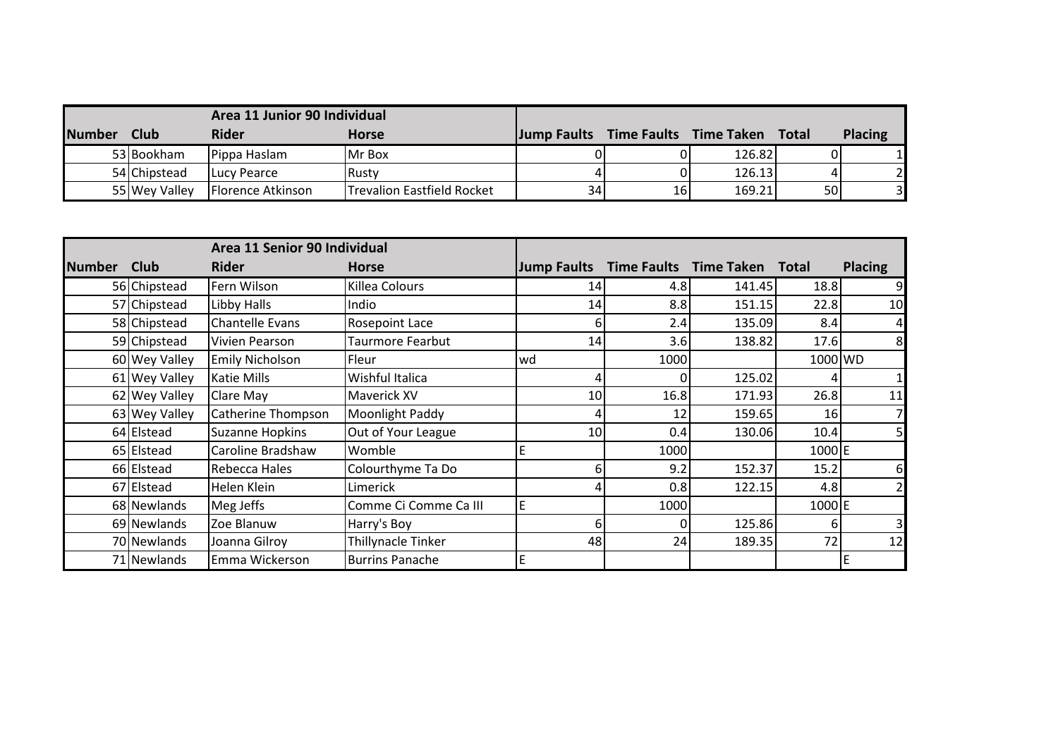| Number | Club | Area 11 Junior 90 Individual<br>Rider | Horse | Jump Faults | Time Faults | Time Taken | Total | Placing |
|---|---|---|---|---|---|---|---|---|
| 53 | Bookham | Pippa Haslam | Mr Box | 0 | 0 | 126.82 | 0 | 1 |
| 54 | Chipstead | Lucy Pearce | Rusty | 4 | 0 | 126.13 | 4 | 2 |
| 55 | Wey Valley | Florence Atkinson | Trevalion Eastfield Rocket | 34 | 16 | 169.21 | 50 | 3 |

| Number | Club | Area 11 Senior 90 Individual<br>Rider | Horse | Jump Faults | Time Faults | Time Taken | Total | Placing |
|---|---|---|---|---|---|---|---|---|
| 56 | Chipstead | Fern Wilson | Killea Colours | 14 | 4.8 | 141.45 | 18.8 | 9 |
| 57 | Chipstead | Libby Halls | Indio | 14 | 8.8 | 151.15 | 22.8 | 10 |
| 58 | Chipstead | Chantelle Evans | Rosepoint Lace | 6 | 2.4 | 135.09 | 8.4 | 4 |
| 59 | Chipstead | Vivien Pearson | Taurmore Fearbut | 14 | 3.6 | 138.82 | 17.6 | 8 |
| 60 | Wey Valley | Emily Nicholson | Fleur | wd | 1000 | | 1000 | WD |
| 61 | Wey Valley | Katie Mills | Wishful Italica | 4 | 0 | 125.02 | 4 | 1 |
| 62 | Wey Valley | Clare May | Maverick XV | 10 | 16.8 | 171.93 | 26.8 | 11 |
| 63 | Wey Valley | Catherine Thompson | Moonlight Paddy | 4 | 12 | 159.65 | 16 | 7 |
| 64 | Elstead | Suzanne Hopkins | Out of Your League | 10 | 0.4 | 130.06 | 10.4 | 5 |
| 65 | Elstead | Caroline Bradshaw | Womble | E | 1000 | | 1000 | E |
| 66 | Elstead | Rebecca Hales | Colourthyme Ta Do | 6 | 9.2 | 152.37 | 15.2 | 6 |
| 67 | Elstead | Helen Klein | Limerick | 4 | 0.8 | 122.15 | 4.8 | 2 |
| 68 | Newlands | Meg Jeffs | Comme Ci Comme Ca III | E | 1000 | | 1000 | E |
| 69 | Newlands | Zoe Blanuw | Harry's Boy | 6 | 0 | 125.86 | 6 | 3 |
| 70 | Newlands | Joanna Gilroy | Thillynacle Tinker | 48 | 24 | 189.35 | 72 | 12 |
| 71 | Newlands | Emma Wickerson | Burrins Panache | E | | | | E |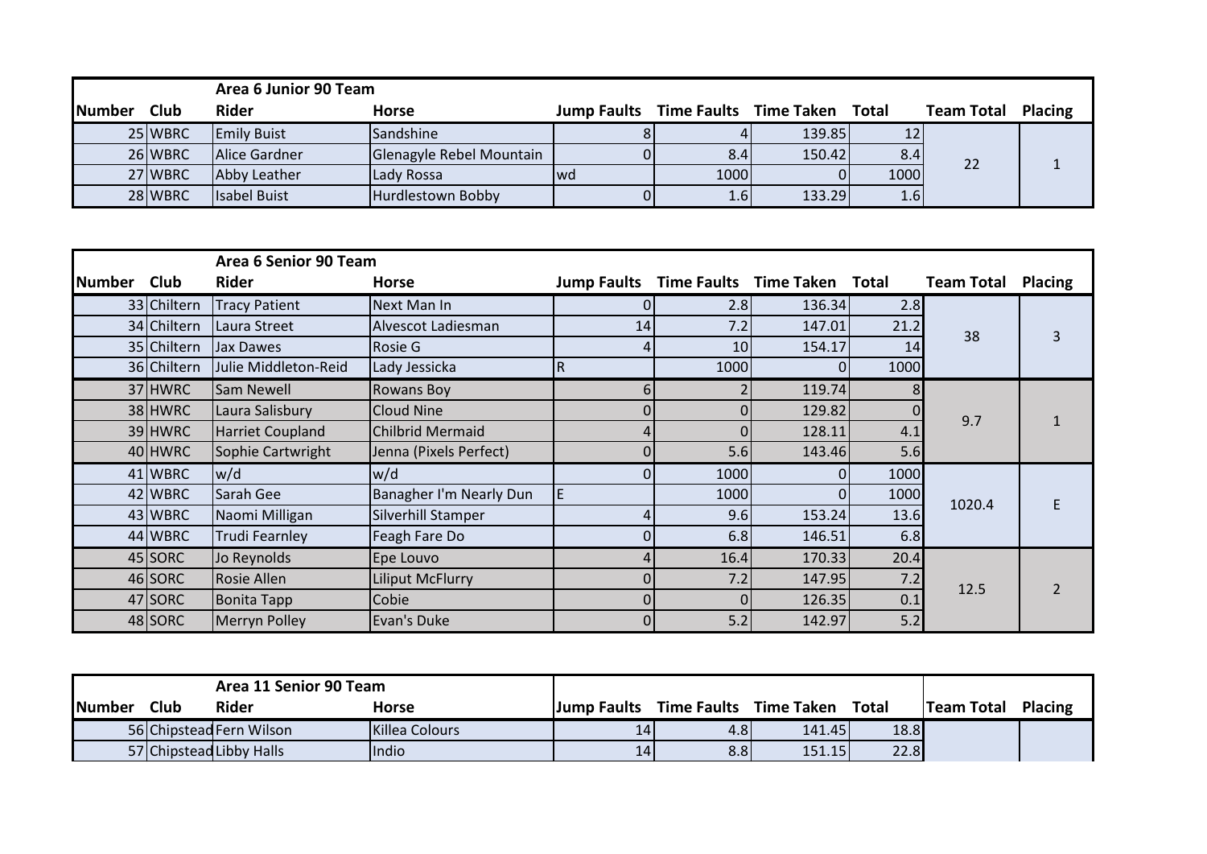### Area 6 Junior 90 Team

| Number | Club | Rider | Horse | Jump Faults | Time Faults | Time Taken | Total | Team Total | Placing |
|---|---|---|---|---|---|---|---|---|---|
| 25 | WBRC | Emily Buist | Sandshine | 8 | 4 | 139.85 | 12 | 22 | 1 |
| 26 | WBRC | Alice Gardner | Glenagyle Rebel Mountain | 0 | 8.4 | 150.42 | 8.4 | | |
| 27 | WBRC | Abby Leather | Lady Rossa | wd | 1000 | 0 | 1000 | | |
| 28 | WBRC | Isabel Buist | Hurdlestown Bobby | 0 | 1.6 | 133.29 | 1.6 | | |

### Area 6 Senior 90 Team

| Number | Club | Rider | Horse | Jump Faults | Time Faults | Time Taken | Total | Team Total | Placing |
|---|---|---|---|---|---|---|---|---|---|
| 33 | Chiltern | Tracy Patient | Next Man In | 0 | 2.8 | 136.34 | 2.8 | 38 | 3 |
| 34 | Chiltern | Laura Street | Alvescot Ladiesman | 14 | 7.2 | 147.01 | 21.2 | | |
| 35 | Chiltern | Jax Dawes | Rosie G | 4 | 10 | 154.17 | 14 | | |
| 36 | Chiltern | Julie Middleton-Reid | Lady Jessicka | R | 1000 | 0 | 1000 | | |
| 37 | HWRC | Sam Newell | Rowans Boy | 6 | 2 | 119.74 | 8 | 9.7 | 1 |
| 38 | HWRC | Laura Salisbury | Cloud Nine | 0 | 0 | 129.82 | 0 | | |
| 39 | HWRC | Harriet Coupland | Chilbrid Mermaid | 4 | 0 | 128.11 | 4.1 | | |
| 40 | HWRC | Sophie Cartwright | Jenna (Pixels Perfect) | 0 | 5.6 | 143.46 | 5.6 | | |
| 41 | WBRC | w/d | w/d | 0 | 1000 | 0 | 1000 | 1020.4 | E |
| 42 | WBRC | Sarah Gee | Banagher I'm Nearly Dun | E | 1000 | 0 | 1000 | | |
| 43 | WBRC | Naomi Milligan | Silverhill Stamper | 4 | 9.6 | 153.24 | 13.6 | | |
| 44 | WBRC | Trudi Fearnley | Feagh Fare Do | 0 | 6.8 | 146.51 | 6.8 | | |
| 45 | SORC | Jo Reynolds | Epe Louvo | 4 | 16.4 | 170.33 | 20.4 | 12.5 | 2 |
| 46 | SORC | Rosie Allen | Liliput McFlurry | 0 | 7.2 | 147.95 | 7.2 | | |
| 47 | SORC | Bonita Tapp | Cobie | 0 | 0 | 126.35 | 0.1 | | |
| 48 | SORC | Merryn Polley | Evan's Duke | 0 | 5.2 | 142.97 | 5.2 | | |

### Area 11 Senior 90 Team

| Number | Club | Rider | Horse | Jump Faults | Time Faults | Time Taken | Total | Team Total | Placing |
|---|---|---|---|---|---|---|---|---|---|
| 56 | Chipstead | Fern Wilson | Killea Colours | 14 | 4.8 | 141.45 | 18.8 | | |
| 57 | Chipstead | Libby Halls | Indio | 14 | 8.8 | 151.15 | 22.8 | | |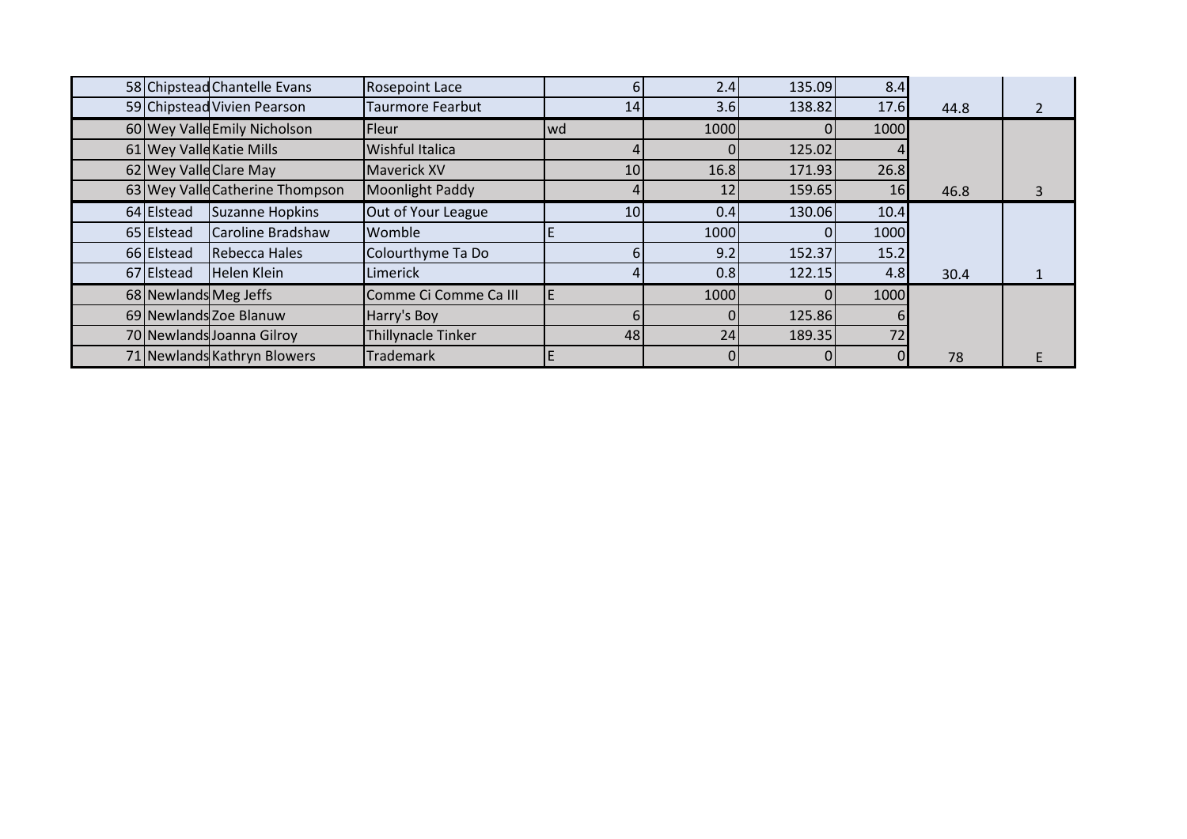| | | | | | | | | | |
|---|---|---|---|---|---|---|---|---|---|
| 58 | Chipstead | Chantelle Evans | Rosepoint Lace | 6 | 2.4 | 135.09 | 8.4 | | |
| 59 | Chipstead | Vivien Pearson | Taurmore Fearbut | 14 | 3.6 | 138.82 | 17.6 | 44.8 | 2 |
| 60 | Wey Valle | Emily Nicholson | Fleur | wd | 1000 | 0 | 1000 | | |
| 61 | Wey Valle | Katie Mills | Wishful Italica | 4 | 0 | 125.02 | 4 | | |
| 62 | Wey Valle | Clare May | Maverick XV | 10 | 16.8 | 171.93 | 26.8 | | |
| 63 | Wey Valle | Catherine Thompson | Moonlight Paddy | 4 | 12 | 159.65 | 16 | 46.8 | 3 |
| 64 | Elstead | Suzanne Hopkins | Out of Your League | 10 | 0.4 | 130.06 | 10.4 | | |
| 65 | Elstead | Caroline Bradshaw | Womble | E | 1000 | 0 | 1000 | | |
| 66 | Elstead | Rebecca Hales | Colourthyme Ta Do | 6 | 9.2 | 152.37 | 15.2 | | |
| 67 | Elstead | Helen Klein | Limerick | 4 | 0.8 | 122.15 | 4.8 | 30.4 | 1 |
| 68 | Newlands | Meg Jeffs | Comme Ci Comme Ca III | E | 1000 | 0 | 1000 | | |
| 69 | Newlands | Zoe Blanuw | Harry's Boy | 6 | 0 | 125.86 | 6 | | |
| 70 | Newlands | Joanna Gilroy | Thillynacle Tinker | 48 | 24 | 189.35 | 72 | | |
| 71 | Newlands | Kathryn Blowers | Trademark | E | 0 | 0 | 0 | 78 | E |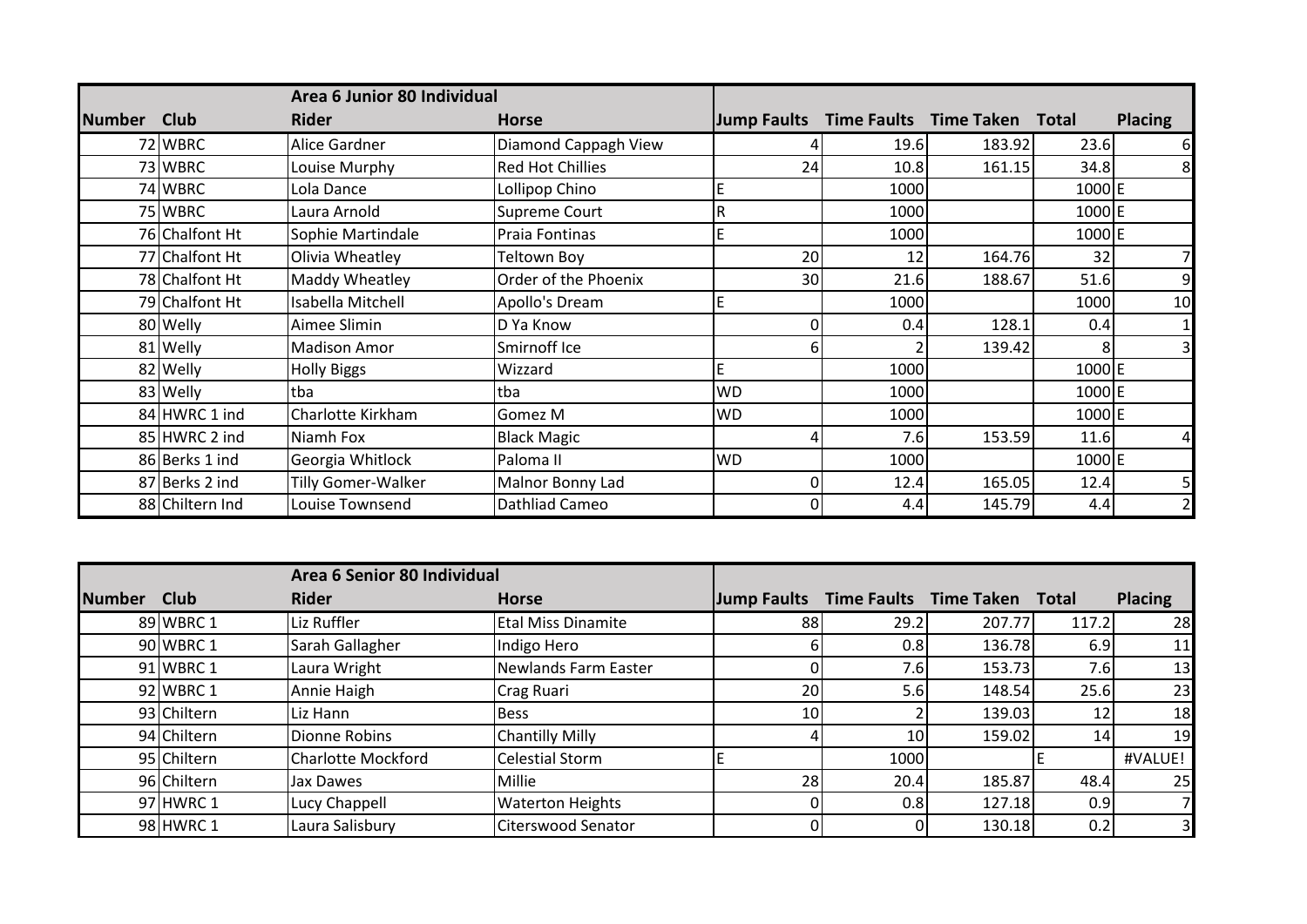| Number | Club | Area 6 Junior 80 Individual<br>Rider | Horse | Jump Faults | Time Faults | Time Taken | Total | Placing |
|---|---|---|---|---|---|---|---|---|
| 72 | WBRC | Alice Gardner | Diamond Cappagh View | 4 | 19.6 | 183.92 | 23.6 | 6 |
| 73 | WBRC | Louise Murphy | Red Hot Chillies | 24 | 10.8 | 161.15 | 34.8 | 8 |
| 74 | WBRC | Lola Dance | Lollipop Chino | E | 1000 | | 1000 | E |
| 75 | WBRC | Laura Arnold | Supreme Court | R | 1000 | | 1000 | E |
| 76 | Chalfont Ht | Sophie Martindale | Praia Fontinas | E | 1000 | | 1000 | E |
| 77 | Chalfont Ht | Olivia Wheatley | Teltown Boy | 20 | 12 | 164.76 | 32 | 7 |
| 78 | Chalfont Ht | Maddy Wheatley | Order of the Phoenix | 30 | 21.6 | 188.67 | 51.6 | 9 |
| 79 | Chalfont Ht | Isabella Mitchell | Apollo's Dream | E | 1000 | | 1000 | 10 |
| 80 | Welly | Aimee Slimin | D Ya Know | 0 | 0.4 | 128.1 | 0.4 | 1 |
| 81 | Welly | Madison Amor | Smirnoff Ice | 6 | 2 | 139.42 | 8 | 3 |
| 82 | Welly | Holly Biggs | Wizzard | E | 1000 | | 1000 | E |
| 83 | Welly | tba | tba | WD | 1000 | | 1000 | E |
| 84 | HWRC 1 ind | Charlotte Kirkham | Gomez M | WD | 1000 | | 1000 | E |
| 85 | HWRC 2 ind | Niamh Fox | Black Magic | 4 | 7.6 | 153.59 | 11.6 | 4 |
| 86 | Berks 1 ind | Georgia Whitlock | Paloma II | WD | 1000 | | 1000 | E |
| 87 | Berks 2 ind | Tilly Gomer-Walker | Malnor Bonny Lad | 0 | 12.4 | 165.05 | 12.4 | 5 |
| 88 | Chiltern Ind | Louise Townsend | Dathliad Cameo | 0 | 4.4 | 145.79 | 4.4 | 2 |

| Number | Club | Area 6 Senior 80 Individual<br>Rider | Horse | Jump Faults | Time Faults | Time Taken | Total | Placing |
|---|---|---|---|---|---|---|---|---|
| 89 | WBRC 1 | Liz Ruffler | Etal Miss Dinamite | 88 | 29.2 | 207.77 | 117.2 | 28 |
| 90 | WBRC 1 | Sarah Gallagher | Indigo Hero | 6 | 0.8 | 136.78 | 6.9 | 11 |
| 91 | WBRC 1 | Laura Wright | Newlands Farm Easter | 0 | 7.6 | 153.73 | 7.6 | 13 |
| 92 | WBRC 1 | Annie Haigh | Crag Ruari | 20 | 5.6 | 148.54 | 25.6 | 23 |
| 93 | Chiltern | Liz Hann | Bess | 10 | 2 | 139.03 | 12 | 18 |
| 94 | Chiltern | Dionne Robins | Chantilly Milly | 4 | 10 | 159.02 | 14 | 19 |
| 95 | Chiltern | Charlotte Mockford | Celestial Storm | E | 1000 | | E | #VALUE! |
| 96 | Chiltern | Jax Dawes | Millie | 28 | 20.4 | 185.87 | 48.4 | 25 |
| 97 | HWRC 1 | Lucy Chappell | Waterton Heights | 0 | 0.8 | 127.18 | 0.9 | 7 |
| 98 | HWRC 1 | Laura Salisbury | Citerswood Senator | 0 | 0 | 130.18 | 0.2 | 3 |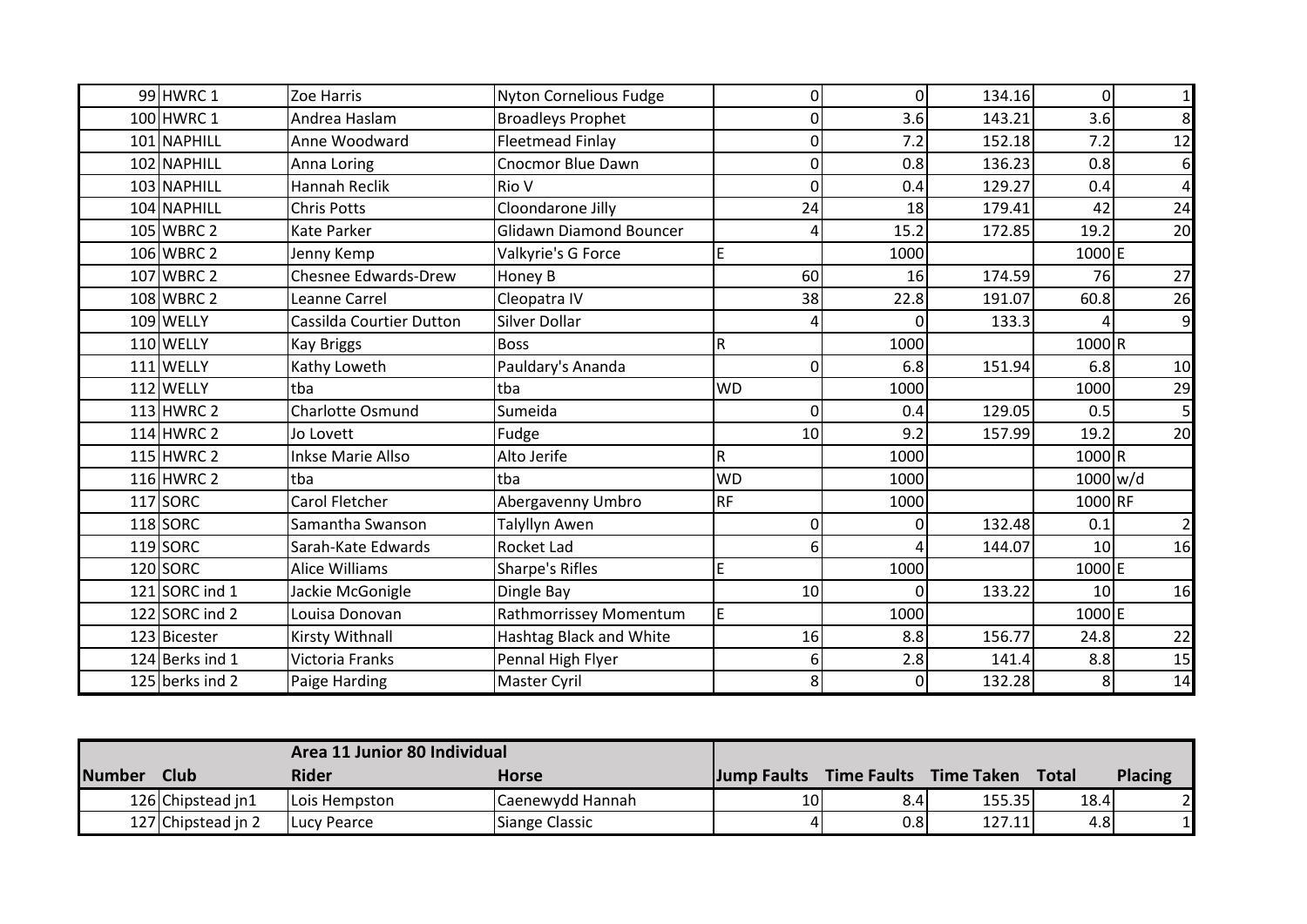| Number | Club | Rider | Horse | Jump Faults | Time Faults | Time Taken | Total | Placing |
|---|---|---|---|---|---|---|---|---|
| 99 | HWRC 1 | Zoe Harris | Nyton Cornelious Fudge | 0 | 0 | 134.16 | 0 | 1 |
| 100 | HWRC 1 | Andrea Haslam | Broadleys Prophet | 0 | 3.6 | 143.21 | 3.6 | 8 |
| 101 | NAPHILL | Anne Woodward | Fleetmead Finlay | 0 | 7.2 | 152.18 | 7.2 | 12 |
| 102 | NAPHILL | Anna Loring | Cnocmor Blue Dawn | 0 | 0.8 | 136.23 | 0.8 | 6 |
| 103 | NAPHILL | Hannah Reclik | Rio V | 0 | 0.4 | 129.27 | 0.4 | 4 |
| 104 | NAPHILL | Chris Potts | Cloondarone Jilly | 24 | 18 | 179.41 | 42 | 24 |
| 105 | WBRC 2 | Kate Parker | Glidawn Diamond Bouncer | 4 | 15.2 | 172.85 | 19.2 | 20 |
| 106 | WBRC 2 | Jenny Kemp | Valkyrie's G Force | E | 1000 | | 1000 | E |
| 107 | WBRC 2 | Chesnee Edwards-Drew | Honey B | 60 | 16 | 174.59 | 76 | 27 |
| 108 | WBRC 2 | Leanne Carrel | Cleopatra IV | 38 | 22.8 | 191.07 | 60.8 | 26 |
| 109 | WELLY | Cassilda Courtier Dutton | Silver Dollar | 4 | 0 | 133.3 | 4 | 9 |
| 110 | WELLY | Kay Briggs | Boss | R | 1000 | | 1000 | R |
| 111 | WELLY | Kathy Loweth | Pauldary's Ananda | 0 | 6.8 | 151.94 | 6.8 | 10 |
| 112 | WELLY | tba | tba | WD | 1000 | | 1000 | 29 |
| 113 | HWRC 2 | Charlotte Osmund | Sumeida | 0 | 0.4 | 129.05 | 0.5 | 5 |
| 114 | HWRC 2 | Jo Lovett | Fudge | 10 | 9.2 | 157.99 | 19.2 | 20 |
| 115 | HWRC 2 | Inkse Marie Allso | Alto Jerife | R | 1000 | | 1000 | R |
| 116 | HWRC 2 | tba | tba | WD | 1000 | | 1000 | w/d |
| 117 | SORC | Carol Fletcher | Abergavenny Umbro | RF | 1000 | | 1000 | RF |
| 118 | SORC | Samantha Swanson | Talyllyn Awen | 0 | 0 | 132.48 | 0.1 | 2 |
| 119 | SORC | Sarah-Kate Edwards | Rocket Lad | 6 | 4 | 144.07 | 10 | 16 |
| 120 | SORC | Alice Williams | Sharpe's Rifles | E | 1000 | | 1000 | E |
| 121 | SORC ind 1 | Jackie McGonigle | Dingle Bay | 10 | 0 | 133.22 | 10 | 16 |
| 122 | SORC ind 2 | Louisa Donovan | Rathmorrissey Momentum | E | 1000 | | 1000 | E |
| 123 | Bicester | Kirsty Withnall | Hashtag Black and White | 16 | 8.8 | 156.77 | 24.8 | 22 |
| 124 | Berks ind 1 | Victoria Franks | Pennal High Flyer | 6 | 2.8 | 141.4 | 8.8 | 15 |
| 125 | berks ind 2 | Paige Harding | Master Cyril | 8 | 0 | 132.28 | 8 | 14 |

| | | Area 11 Junior 80 Individual | | | | | | |
|---|---|---|---|---|---|---|---|---|
| **Number** | **Club** | **Rider** | **Horse** | **Jump Faults** | **Time Faults** | **Time Taken** | **Total** | **Placing** |
| 126 | Chipstead jn1 | Lois Hempston | Caenewydd Hannah | 10 | 8.4 | 155.35 | 18.4 | 2 |
| 127 | Chipstead jn 2 | Lucy Pearce | Siange Classic | 4 | 0.8 | 127.11 | 4.8 | 1 |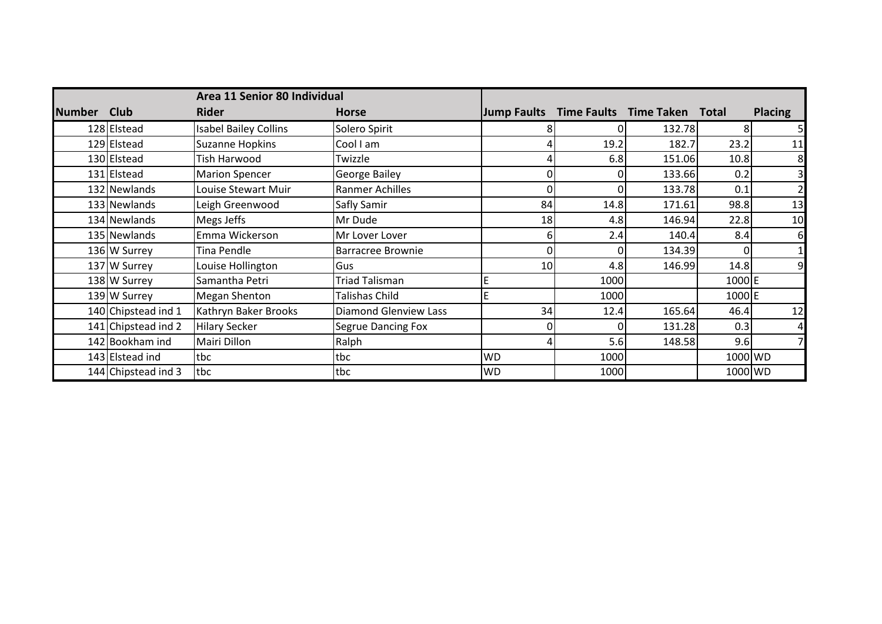| Number | Club | Area 11 Senior 80 Individual<br>Rider | Horse | Jump Faults | Time Faults | Time Taken | Total | Placing |
|---|---|---|---|---|---|---|---|---|
| 128 | Elstead | Isabel Bailey Collins | Solero Spirit | 8 | 0 | 132.78 | 8 | 5 |
| 129 | Elstead | Suzanne Hopkins | Cool I am | 4 | 19.2 | 182.7 | 23.2 | 11 |
| 130 | Elstead | Tish Harwood | Twizzle | 4 | 6.8 | 151.06 | 10.8 | 8 |
| 131 | Elstead | Marion Spencer | George Bailey | 0 | 0 | 133.66 | 0.2 | 3 |
| 132 | Newlands | Louise Stewart Muir | Ranmer Achilles | 0 | 0 | 133.78 | 0.1 | 2 |
| 133 | Newlands | Leigh Greenwood | Safly Samir | 84 | 14.8 | 171.61 | 98.8 | 13 |
| 134 | Newlands | Megs Jeffs | Mr Dude | 18 | 4.8 | 146.94 | 22.8 | 10 |
| 135 | Newlands | Emma Wickerson | Mr Lover Lover | 6 | 2.4 | 140.4 | 8.4 | 6 |
| 136 | W Surrey | Tina Pendle | Barracree Brownie | 0 | 0 | 134.39 | 0 | 1 |
| 137 | W Surrey | Louise Hollington | Gus | 10 | 4.8 | 146.99 | 14.8 | 9 |
| 138 | W Surrey | Samantha Petri | Triad Talisman | E | 1000 | | 1000 | E |
| 139 | W Surrey | Megan Shenton | Talishas Child | E | 1000 | | 1000 | E |
| 140 | Chipstead ind 1 | Kathryn Baker Brooks | Diamond Glenview Lass | 34 | 12.4 | 165.64 | 46.4 | 12 |
| 141 | Chipstead ind 2 | Hilary Secker | Segrue Dancing Fox | 0 | 0 | 131.28 | 0.3 | 4 |
| 142 | Bookham ind | Mairi Dillon | Ralph | 4 | 5.6 | 148.58 | 9.6 | 7 |
| 143 | Elstead ind | tbc | tbc | WD | 1000 | | 1000 | WD |
| 144 | Chipstead ind 3 | tbc | tbc | WD | 1000 | | 1000 | WD |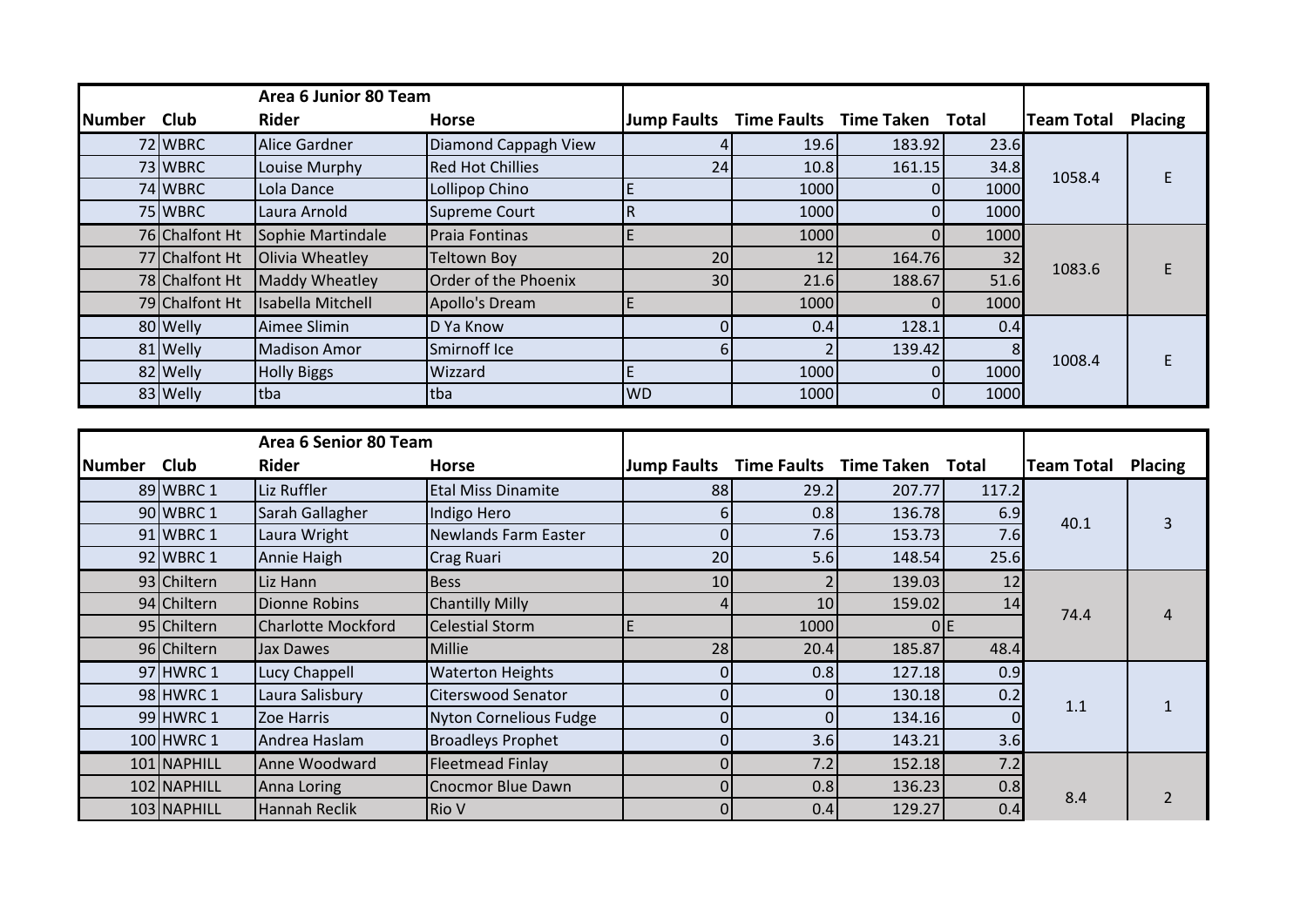| Number | Club | Area 6 Junior 80 Team<br>Rider | Horse | Jump Faults | Time Faults | Time Taken | Total | Team Total | Placing |
|---|---|---|---|---|---|---|---|---|---|
| 72 | WBRC | Alice Gardner | Diamond Cappagh View | 4 | 19.6 | 183.92 | 23.6 | 1058.4 | E |
| 73 | WBRC | Louise Murphy | Red Hot Chillies | 24 | 10.8 | 161.15 | 34.8 | | |
| 74 | WBRC | Lola Dance | Lollipop Chino | E | 1000 | 0 | 1000 | | |
| 75 | WBRC | Laura Arnold | Supreme Court | R | 1000 | 0 | 1000 | | |
| 76 | Chalfont Ht | Sophie Martindale | Praia Fontinas | E | 1000 | 0 | 1000 | 1083.6 | E |
| 77 | Chalfont Ht | Olivia Wheatley | Teltown Boy | 20 | 12 | 164.76 | 32 | | |
| 78 | Chalfont Ht | Maddy Wheatley | Order of the Phoenix | 30 | 21.6 | 188.67 | 51.6 | | |
| 79 | Chalfont Ht | Isabella Mitchell | Apollo's Dream | E | 1000 | 0 | 1000 | | |
| 80 | Welly | Aimee Slimin | D Ya Know | 0 | 0.4 | 128.1 | 0.4 | 1008.4 | E |
| 81 | Welly | Madison Amor | Smirnoff Ice | 6 | 2 | 139.42 | 8 | | |
| 82 | Welly | Holly Biggs | Wizzard | E | 1000 | 0 | 1000 | | |
| 83 | Welly | tba | tba | WD | 1000 | 0 | 1000 | | |

| Number | Club | Area 6 Senior 80 Team<br>Rider | Horse | Jump Faults | Time Faults | Time Taken | Total | Team Total | Placing |
|---|---|---|---|---|---|---|---|---|---|
| 89 | WBRC 1 | Liz Ruffler | Etal Miss Dinamite | 88 | 29.2 | 207.77 | 117.2 | 40.1 | 3 |
| 90 | WBRC 1 | Sarah Gallagher | Indigo Hero | 6 | 0.8 | 136.78 | 6.9 | | |
| 91 | WBRC 1 | Laura Wright | Newlands Farm Easter | 0 | 7.6 | 153.73 | 7.6 | | |
| 92 | WBRC 1 | Annie Haigh | Crag Ruari | 20 | 5.6 | 148.54 | 25.6 | | |
| 93 | Chiltern | Liz Hann | Bess | 10 | 2 | 139.03 | 12 | 74.4 | 4 |
| 94 | Chiltern | Dionne Robins | Chantilly Milly | 4 | 10 | 159.02 | 14 | | |
| 95 | Chiltern | Charlotte Mockford | Celestial Storm | E | 1000 | 0 | E | | |
| 96 | Chiltern | Jax Dawes | Millie | 28 | 20.4 | 185.87 | 48.4 | | |
| 97 | HWRC 1 | Lucy Chappell | Waterton Heights | 0 | 0.8 | 127.18 | 0.9 | 1.1 | 1 |
| 98 | HWRC 1 | Laura Salisbury | Citerswood Senator | 0 | 0 | 130.18 | 0.2 | | |
| 99 | HWRC 1 | Zoe Harris | Nyton Cornelious Fudge | 0 | 0 | 134.16 | 0 | | |
| 100 | HWRC 1 | Andrea Haslam | Broadleys Prophet | 0 | 3.6 | 143.21 | 3.6 | | |
| 101 | NAPHILL | Anne Woodward | Fleetmead Finlay | 0 | 7.2 | 152.18 | 7.2 | 8.4 | 2 |
| 102 | NAPHILL | Anna Loring | Cnocmor Blue Dawn | 0 | 0.8 | 136.23 | 0.8 | | |
| 103 | NAPHILL | Hannah Reclik | Rio V | 0 | 0.4 | 129.27 | 0.4 | | |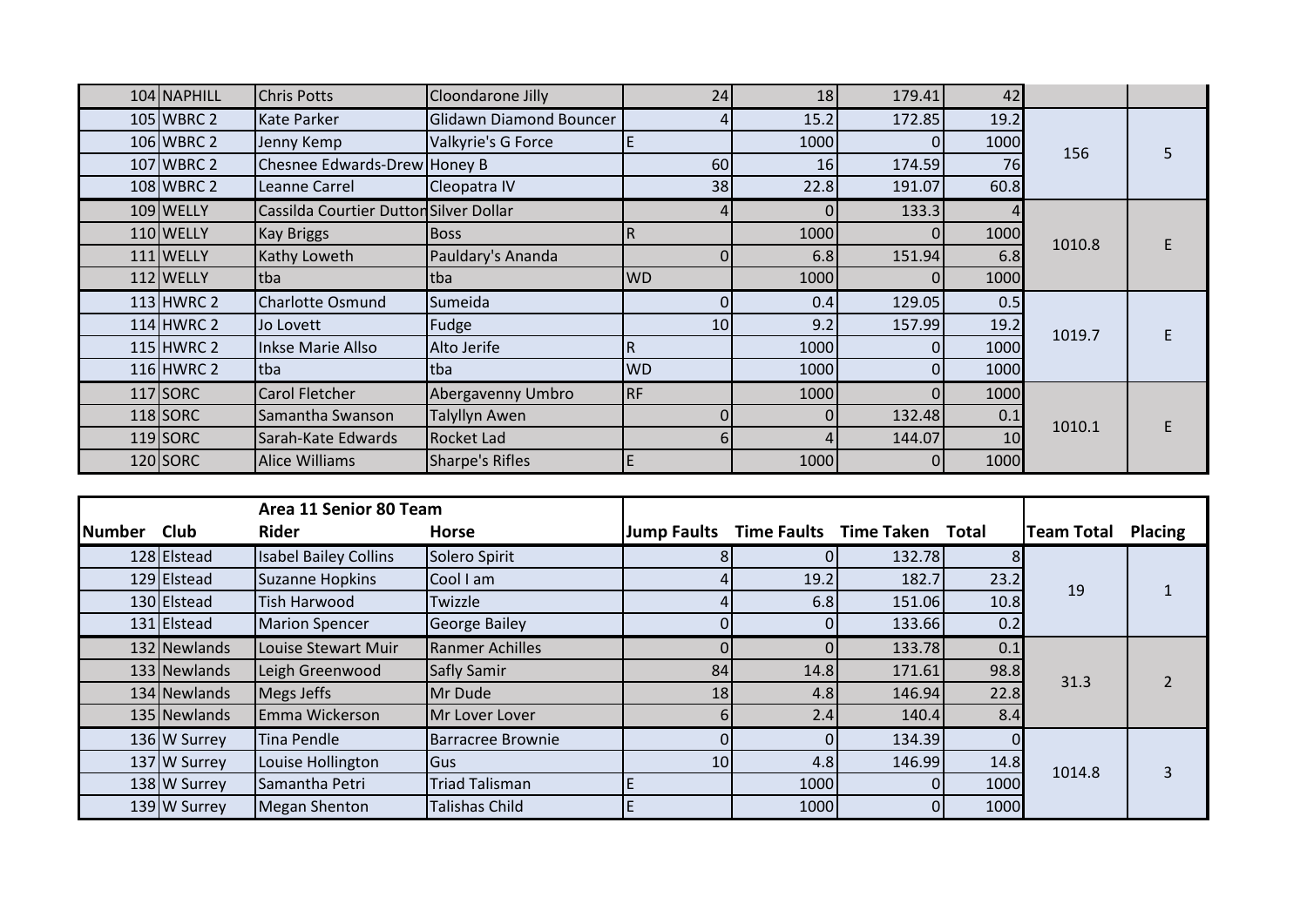| | | | | | | | | | |
|---|---|---|---|---|---|---|---|---|---|
| 104 | NAPHILL | Chris Potts | Cloondarone Jilly | 24 | 18 | 179.41 | 42 | | |
| 105 | WBRC 2 | Kate Parker | Glidawn Diamond Bouncer | 4 | 15.2 | 172.85 | 19.2 | 156 | 5 |
| 106 | WBRC 2 | Jenny Kemp | Valkyrie's G Force | E | 1000 | 0 | 1000 | | |
| 107 | WBRC 2 | Chesnee Edwards-Drew | Honey B | 60 | 16 | 174.59 | 76 | | |
| 108 | WBRC 2 | Leanne Carrel | Cleopatra IV | 38 | 22.8 | 191.07 | 60.8 | | |
| 109 | WELLY | Cassilda Courtier Dutton | Silver Dollar | 4 | 0 | 133.3 | 4 | 1010.8 | E |
| 110 | WELLY | Kay Briggs | Boss | R | 1000 | 0 | 1000 | | |
| 111 | WELLY | Kathy Loweth | Pauldary's Ananda | 0 | 6.8 | 151.94 | 6.8 | | |
| 112 | WELLY | tba | tba | WD | 1000 | 0 | 1000 | | |
| 113 | HWRC 2 | Charlotte Osmund | Sumeida | 0 | 0.4 | 129.05 | 0.5 | 1019.7 | E |
| 114 | HWRC 2 | Jo Lovett | Fudge | 10 | 9.2 | 157.99 | 19.2 | | |
| 115 | HWRC 2 | Inkse Marie Allso | Alto Jerife | R | 1000 | 0 | 1000 | | |
| 116 | HWRC 2 | tba | tba | WD | 1000 | 0 | 1000 | | |
| 117 | SORC | Carol Fletcher | Abergavenny Umbro | RF | 1000 | 0 | 1000 | 1010.1 | E |
| 118 | SORC | Samantha Swanson | Talyllyn Awen | 0 | 0 | 132.48 | 0.1 | | |
| 119 | SORC | Sarah-Kate Edwards | Rocket Lad | 6 | 4 | 144.07 | 10 | | |
| 120 | SORC | Alice Williams | Sharpe's Rifles | E | 1000 | 0 | 1000 | | |

| | | **Area 11 Senior 80 Team** | | | | | | | |
|---|---|---|---|---|---|---|---|---|---|
| **Number** | **Club** | **Rider** | **Horse** | **Jump Faults** | **Time Faults** | **Time Taken** | **Total** | **Team Total** | **Placing** |
| 128 | Elstead | Isabel Bailey Collins | Solero Spirit | 8 | 0 | 132.78 | 8 | 19 | 1 |
| 129 | Elstead | Suzanne Hopkins | Cool I am | 4 | 19.2 | 182.7 | 23.2 | | |
| 130 | Elstead | Tish Harwood | Twizzle | 4 | 6.8 | 151.06 | 10.8 | | |
| 131 | Elstead | Marion Spencer | George Bailey | 0 | 0 | 133.66 | 0.2 | | |
| 132 | Newlands | Louise Stewart Muir | Ranmer Achilles | 0 | 0 | 133.78 | 0.1 | 31.3 | 2 |
| 133 | Newlands | Leigh Greenwood | Safly Samir | 84 | 14.8 | 171.61 | 98.8 | | |
| 134 | Newlands | Megs Jeffs | Mr Dude | 18 | 4.8 | 146.94 | 22.8 | | |
| 135 | Newlands | Emma Wickerson | Mr Lover Lover | 6 | 2.4 | 140.4 | 8.4 | | |
| 136 | W Surrey | Tina Pendle | Barracree Brownie | 0 | 0 | 134.39 | 0 | 1014.8 | 3 |
| 137 | W Surrey | Louise Hollington | Gus | 10 | 4.8 | 146.99 | 14.8 | | |
| 138 | W Surrey | Samantha Petri | Triad Talisman | E | 1000 | 0 | 1000 | | |
| 139 | W Surrey | Megan Shenton | Talishas Child | E | 1000 | 0 | 1000 | | |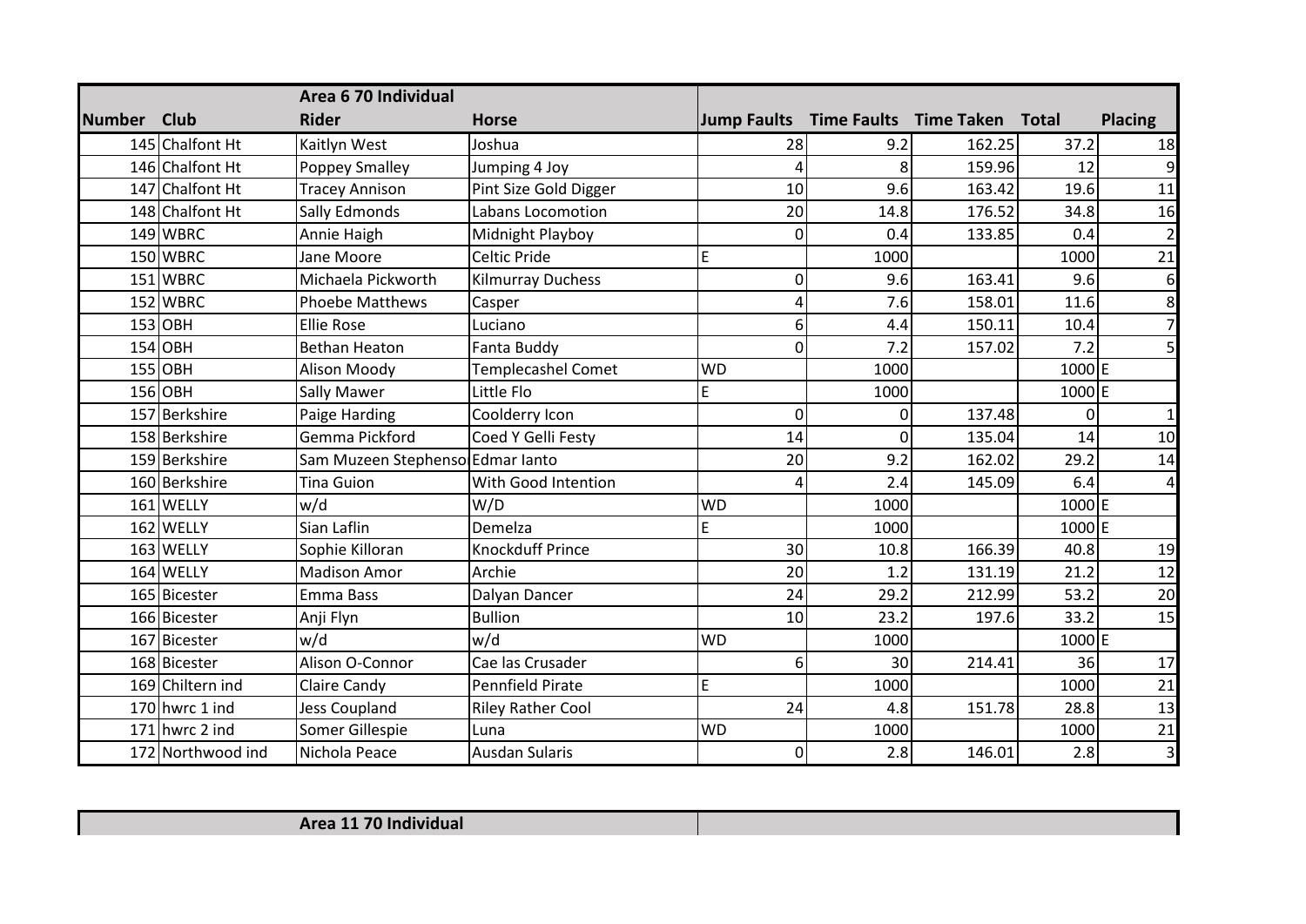| Number | Club | Area 6 70 Individual<br>Rider | Horse | Jump Faults | Time Faults | Time Taken | Total | Placing |
|---|---|---|---|---|---|---|---|---|
| 145 | Chalfont Ht | Kaitlyn West | Joshua | 28 | 9.2 | 162.25 | 37.2 | 18 |
| 146 | Chalfont Ht | Poppey Smalley | Jumping 4 Joy | 4 | 8 | 159.96 | 12 | 9 |
| 147 | Chalfont Ht | Tracey Annison | Pint Size Gold Digger | 10 | 9.6 | 163.42 | 19.6 | 11 |
| 148 | Chalfont Ht | Sally Edmonds | Labans Locomotion | 20 | 14.8 | 176.52 | 34.8 | 16 |
| 149 | WBRC | Annie Haigh | Midnight Playboy | 0 | 0.4 | 133.85 | 0.4 | 2 |
| 150 | WBRC | Jane Moore | Celtic Pride | E | 1000 | | 1000 | 21 |
| 151 | WBRC | Michaela Pickworth | Kilmurray Duchess | 0 | 9.6 | 163.41 | 9.6 | 6 |
| 152 | WBRC | Phoebe Matthews | Casper | 4 | 7.6 | 158.01 | 11.6 | 8 |
| 153 | OBH | Ellie Rose | Luciano | 6 | 4.4 | 150.11 | 10.4 | 7 |
| 154 | OBH | Bethan Heaton | Fanta Buddy | 0 | 7.2 | 157.02 | 7.2 | 5 |
| 155 | OBH | Alison Moody | Templecashel Comet | WD | 1000 | | 1000 | E |
| 156 | OBH | Sally Mawer | Little Flo | E | 1000 | | 1000 | E |
| 157 | Berkshire | Paige Harding | Coolderry Icon | 0 | 0 | 137.48 | 0 | 1 |
| 158 | Berkshire | Gemma Pickford | Coed Y Gelli Festy | 14 | 0 | 135.04 | 14 | 10 |
| 159 | Berkshire | Sam Muzeen Stephenso | Edmar Ianto | 20 | 9.2 | 162.02 | 29.2 | 14 |
| 160 | Berkshire | Tina Guion | With Good Intention | 4 | 2.4 | 145.09 | 6.4 | 4 |
| 161 | WELLY | w/d | W/D | WD | 1000 | | 1000 | E |
| 162 | WELLY | Sian Laflin | Demelza | E | 1000 | | 1000 | E |
| 163 | WELLY | Sophie Killoran | Knockduff Prince | 30 | 10.8 | 166.39 | 40.8 | 19 |
| 164 | WELLY | Madison Amor | Archie | 20 | 1.2 | 131.19 | 21.2 | 12 |
| 165 | Bicester | Emma Bass | Dalyan Dancer | 24 | 29.2 | 212.99 | 53.2 | 20 |
| 166 | Bicester | Anji Flyn | Bullion | 10 | 23.2 | 197.6 | 33.2 | 15 |
| 167 | Bicester | w/d | w/d | WD | 1000 | | 1000 | E |
| 168 | Bicester | Alison O-Connor | Cae las Crusader | 6 | 30 | 214.41 | 36 | 17 |
| 169 | Chiltern ind | Claire Candy | Pennfield Pirate | E | 1000 | | 1000 | 21 |
| 170 | hwrc 1 ind | Jess Coupland | Riley Rather Cool | 24 | 4.8 | 151.78 | 28.8 | 13 |
| 171 | hwrc 2 ind | Somer Gillespie | Luna | WD | 1000 | | 1000 | 21 |
| 172 | Northwood ind | Nichola Peace | Ausdan Sularis | 0 | 2.8 | 146.01 | 2.8 | 3 |

| | | Area 11 70 Individual | | | | | | |
|---|---|---|---|---|---|---|---|---|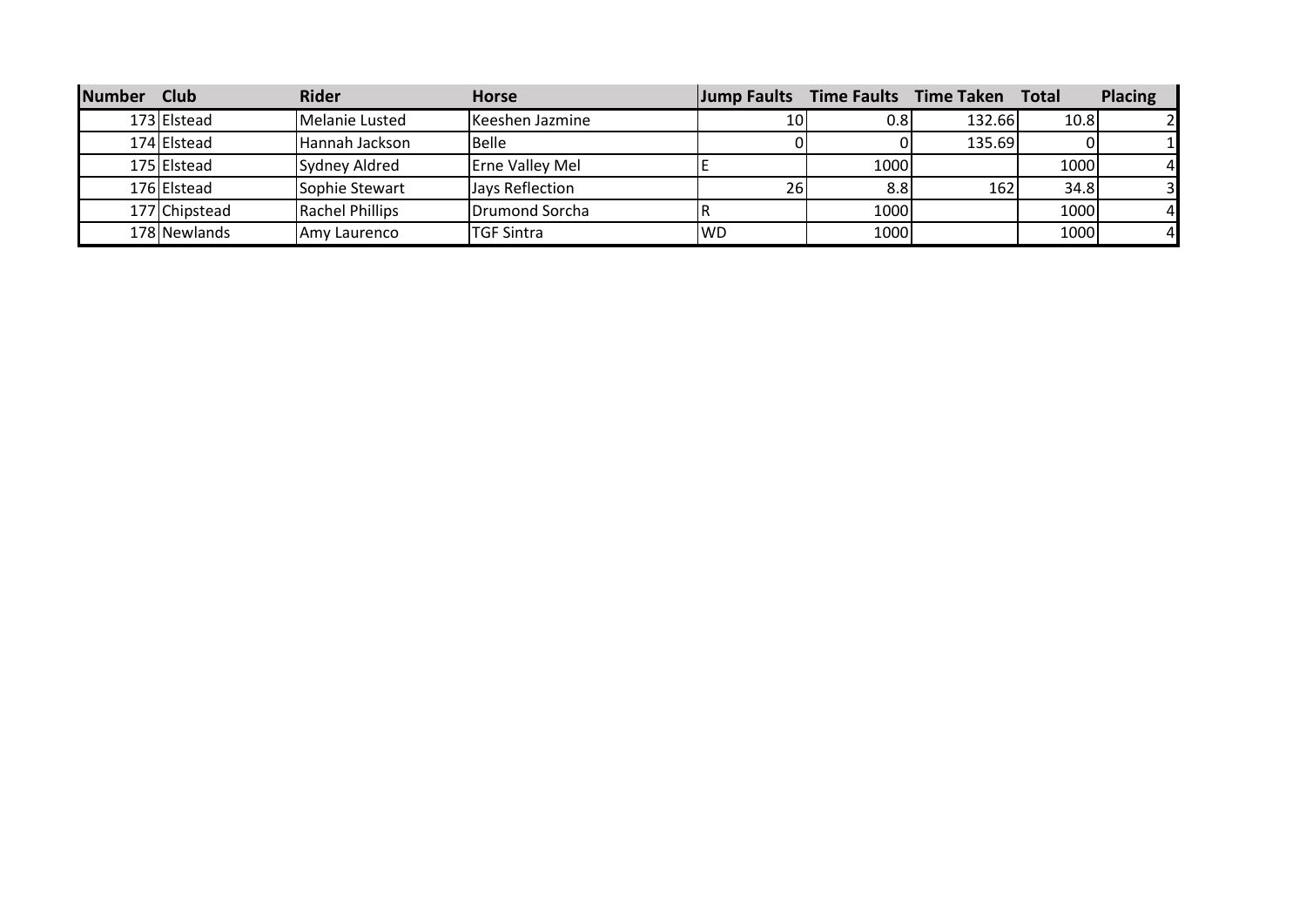| Number | Club | Rider | Horse | Jump Faults | Time Faults | Time Taken | Total | Placing |
|---|---|---|---|---|---|---|---|---|
| 173 | Elstead | Melanie Lusted | Keeshen Jazmine | 10 | 0.8 | 132.66 | 10.8 | 2 |
| 174 | Elstead | Hannah Jackson | Belle | 0 | 0 | 135.69 | 0 | 1 |
| 175 | Elstead | Sydney Aldred | Erne Valley Mel | E | 1000 | | 1000 | 4 |
| 176 | Elstead | Sophie Stewart | Jays Reflection | 26 | 8.8 | 162 | 34.8 | 3 |
| 177 | Chipstead | Rachel Phillips | Drumond Sorcha | R | 1000 | | 1000 | 4 |
| 178 | Newlands | Amy Laurenco | TGF Sintra | WD | 1000 | | 1000 | 4 |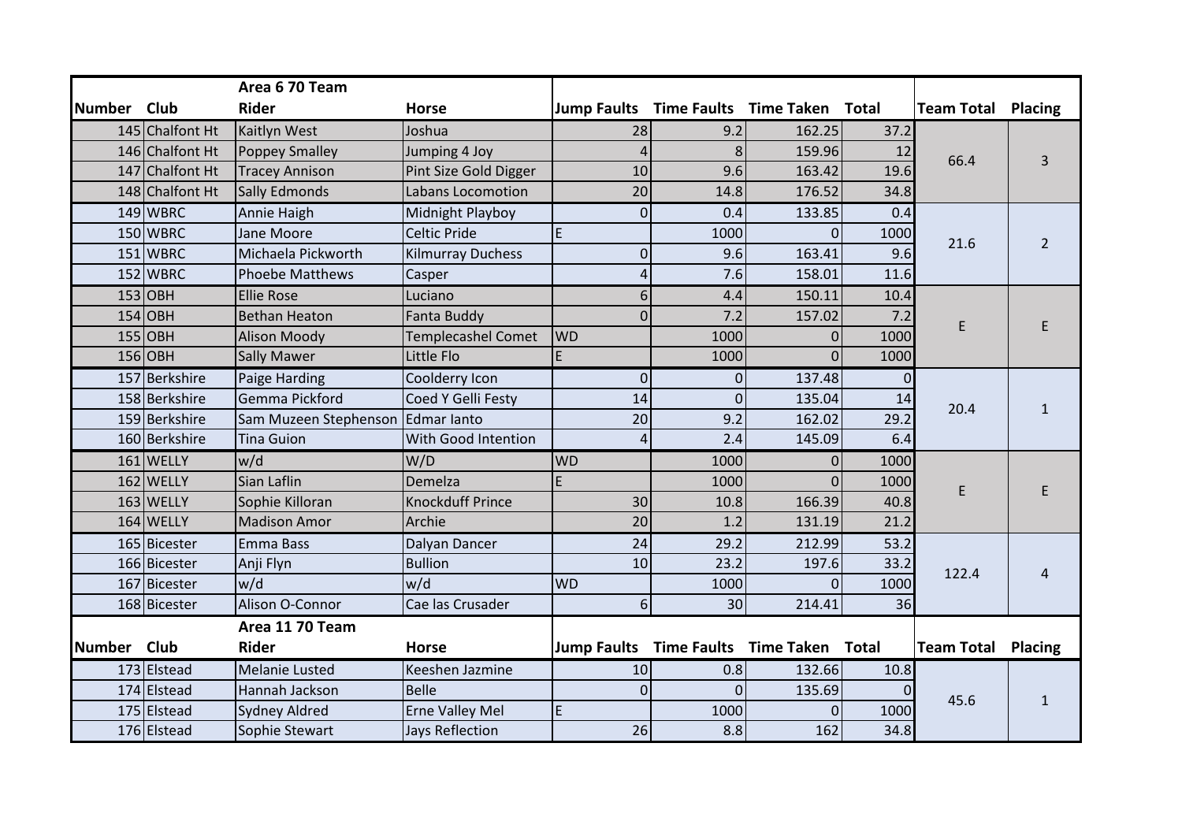| Number | Club | Area 6 70 Team<br>Rider | Horse | Jump Faults | Time Faults | Time Taken | Total | Team Total | Placing |
|---|---|---|---|---|---|---|---|---|---|
| 145 | Chalfont Ht | Kaitlyn West | Joshua | 28 | 9.2 | 162.25 | 37.2 | 66.4 | 3 |
| 146 | Chalfont Ht | Poppey Smalley | Jumping 4 Joy | 4 | 8 | 159.96 | 12 | | |
| 147 | Chalfont Ht | Tracey Annison | Pint Size Gold Digger | 10 | 9.6 | 163.42 | 19.6 | | |
| 148 | Chalfont Ht | Sally Edmonds | Labans Locomotion | 20 | 14.8 | 176.52 | 34.8 | | |
| 149 | WBRC | Annie Haigh | Midnight Playboy | 0 | 0.4 | 133.85 | 0.4 | 21.6 | 2 |
| 150 | WBRC | Jane Moore | Celtic Pride | E | 1000 | 0 | 1000 | | |
| 151 | WBRC | Michaela Pickworth | Kilmurray Duchess | 0 | 9.6 | 163.41 | 9.6 | | |
| 152 | WBRC | Phoebe Matthews | Casper | 4 | 7.6 | 158.01 | 11.6 | | |
| 153 | OBH | Ellie Rose | Luciano | 6 | 4.4 | 150.11 | 10.4 | E | E |
| 154 | OBH | Bethan Heaton | Fanta Buddy | 0 | 7.2 | 157.02 | 7.2 | | |
| 155 | OBH | Alison Moody | Templecashel Comet | WD | 1000 | 0 | 1000 | | |
| 156 | OBH | Sally Mawer | Little Flo | E | 1000 | 0 | 1000 | | |
| 157 | Berkshire | Paige Harding | Coolderry Icon | 0 | 0 | 137.48 | 0 | 20.4 | 1 |
| 158 | Berkshire | Gemma Pickford | Coed Y Gelli Festy | 14 | 0 | 135.04 | 14 | | |
| 159 | Berkshire | Sam Muzeen Stephenson | Edmar Ianto | 20 | 9.2 | 162.02 | 29.2 | | |
| 160 | Berkshire | Tina Guion | With Good Intention | 4 | 2.4 | 145.09 | 6.4 | | |
| 161 | WELLY | w/d | W/D | WD | 1000 | 0 | 1000 | E | E |
| 162 | WELLY | Sian Laflin | Demelza | E | 1000 | 0 | 1000 | | |
| 163 | WELLY | Sophie Killoran | Knockduff Prince | 30 | 10.8 | 166.39 | 40.8 | | |
| 164 | WELLY | Madison Amor | Archie | 20 | 1.2 | 131.19 | 21.2 | | |
| 165 | Bicester | Emma Bass | Dalyan Dancer | 24 | 29.2 | 212.99 | 53.2 | 122.4 | 4 |
| 166 | Bicester | Anji Flyn | Bullion | 10 | 23.2 | 197.6 | 33.2 | | |
| 167 | Bicester | w/d | w/d | WD | 1000 | 0 | 1000 | | |
| 168 | Bicester | Alison O-Connor | Cae las Crusader | 6 | 30 | 214.41 | 36 | | |

| Number | Club | Area 11 70 Team<br>Rider | Horse | Jump Faults | Time Faults | Time Taken | Total | Team Total | Placing |
|---|---|---|---|---|---|---|---|---|---|
| 173 | Elstead | Melanie Lusted | Keeshen Jazmine | 10 | 0.8 | 132.66 | 10.8 | 45.6 | 1 |
| 174 | Elstead | Hannah Jackson | Belle | 0 | 0 | 135.69 | 0 | | |
| 175 | Elstead | Sydney Aldred | Erne Valley Mel | E | 1000 | 0 | 1000 | | |
| 176 | Elstead | Sophie Stewart | Jays Reflection | 26 | 8.8 | 162 | 34.8 | | |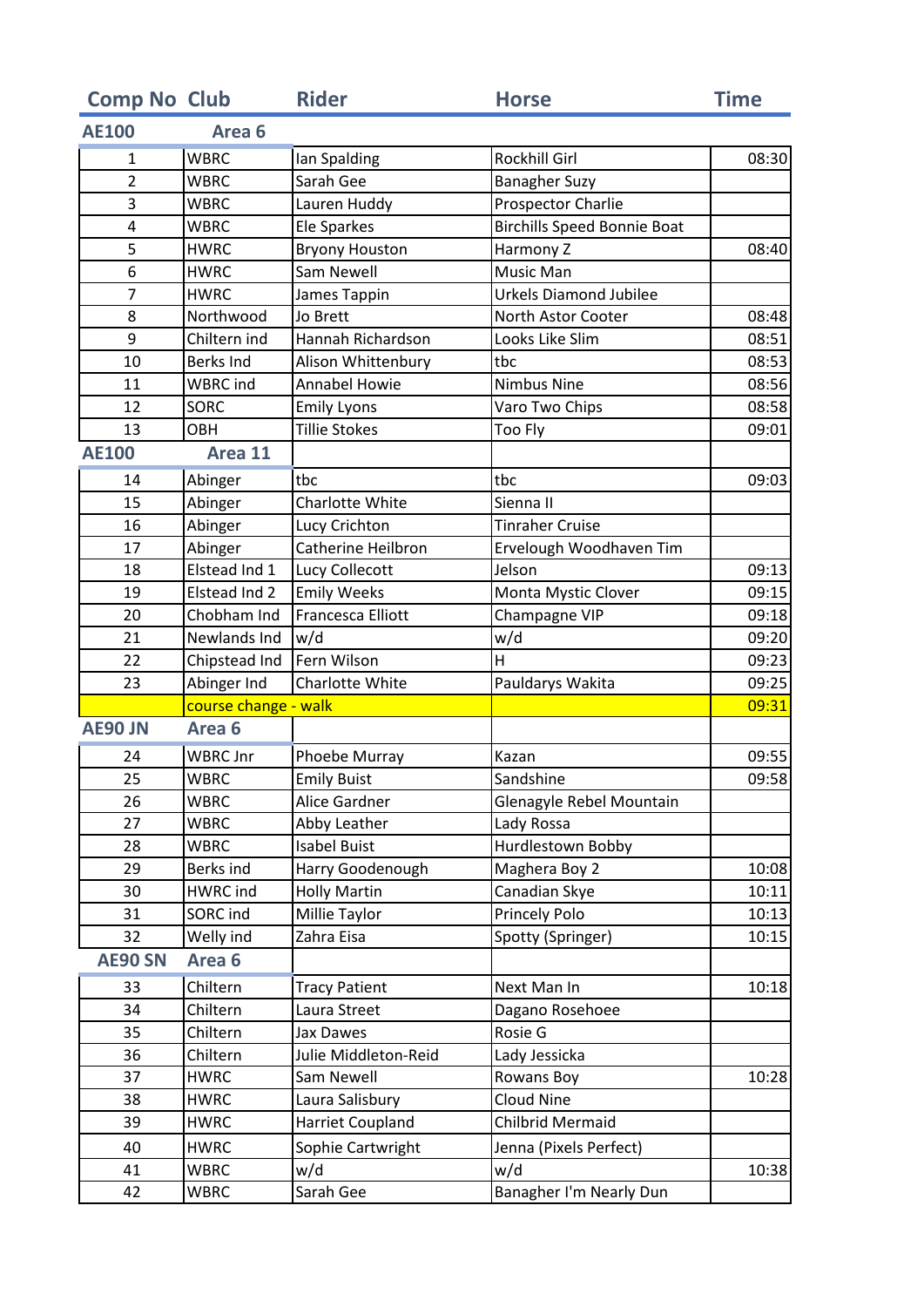| Comp No | Club | Rider | Horse | Time |
|---|---|---|---|---|
| **AE100** | **Area 6** | | | |
| 1 | WBRC | Ian Spalding | Rockhill Girl | 08:30 |
| 2 | WBRC | Sarah Gee | Banagher Suzy | |
| 3 | WBRC | Lauren Huddy | Prospector Charlie | |
| 4 | WBRC | Ele Sparkes | Birchills Speed Bonnie Boat | |
| 5 | HWRC | Bryony Houston | Harmony Z | 08:40 |
| 6 | HWRC | Sam Newell | Music Man | |
| 7 | HWRC | James Tappin | Urkels Diamond Jubilee | |
| 8 | Northwood | Jo Brett | North Astor Cooter | 08:48 |
| 9 | Chiltern ind | Hannah Richardson | Looks Like Slim | 08:51 |
| 10 | Berks Ind | Alison Whittenbury | tbc | 08:53 |
| 11 | WBRC ind | Annabel Howie | Nimbus Nine | 08:56 |
| 12 | SORC | Emily Lyons | Varo Two Chips | 08:58 |
| 13 | OBH | Tillie Stokes | Too Fly | 09:01 |
| **AE100** | **Area 11** | | | |
| 14 | Abinger | tbc | tbc | 09:03 |
| 15 | Abinger | Charlotte White | Sienna II | |
| 16 | Abinger | Lucy Crichton | Tinraher Cruise | |
| 17 | Abinger | Catherine Heilbron | Ervelough Woodhaven Tim | |
| 18 | Elstead Ind 1 | Lucy Collecott | Jelson | 09:13 |
| 19 | Elstead Ind 2 | Emily Weeks | Monta Mystic Clover | 09:15 |
| 20 | Chobham Ind | Francesca Elliott | Champagne VIP | 09:18 |
| 21 | Newlands Ind | w/d | w/d | 09:20 |
| 22 | Chipstead Ind | Fern Wilson | H | 09:23 |
| 23 | Abinger Ind | Charlotte White | Pauldarys Wakita | 09:25 |
| | course change - walk | | | 09:31 |
| **AE90 JN** | **Area 6** | | | |
| 24 | WBRC Jnr | Phoebe Murray | Kazan | 09:55 |
| 25 | WBRC | Emily Buist | Sandshine | 09:58 |
| 26 | WBRC | Alice Gardner | Glenagyle Rebel Mountain | |
| 27 | WBRC | Abby Leather | Lady Rossa | |
| 28 | WBRC | Isabel Buist | Hurdlestown Bobby | |
| 29 | Berks ind | Harry Goodenough | Maghera Boy 2 | 10:08 |
| 30 | HWRC ind | Holly Martin | Canadian Skye | 10:11 |
| 31 | SORC ind | Millie Taylor | Princely Polo | 10:13 |
| 32 | Welly ind | Zahra Eisa | Spotty (Springer) | 10:15 |
| **AE90 SN** | **Area 6** | | | |
| 33 | Chiltern | Tracy Patient | Next Man In | 10:18 |
| 34 | Chiltern | Laura Street | Dagano Rosehoee | |
| 35 | Chiltern | Jax Dawes | Rosie G | |
| 36 | Chiltern | Julie Middleton-Reid | Lady Jessicka | |
| 37 | HWRC | Sam Newell | Rowans Boy | 10:28 |
| 38 | HWRC | Laura Salisbury | Cloud Nine | |
| 39 | HWRC | Harriet Coupland | Chilbrid Mermaid | |
| 40 | HWRC | Sophie Cartwright | Jenna (Pixels Perfect) | |
| 41 | WBRC | w/d | w/d | 10:38 |
| 42 | WBRC | Sarah Gee | Banagher I'm Nearly Dun | |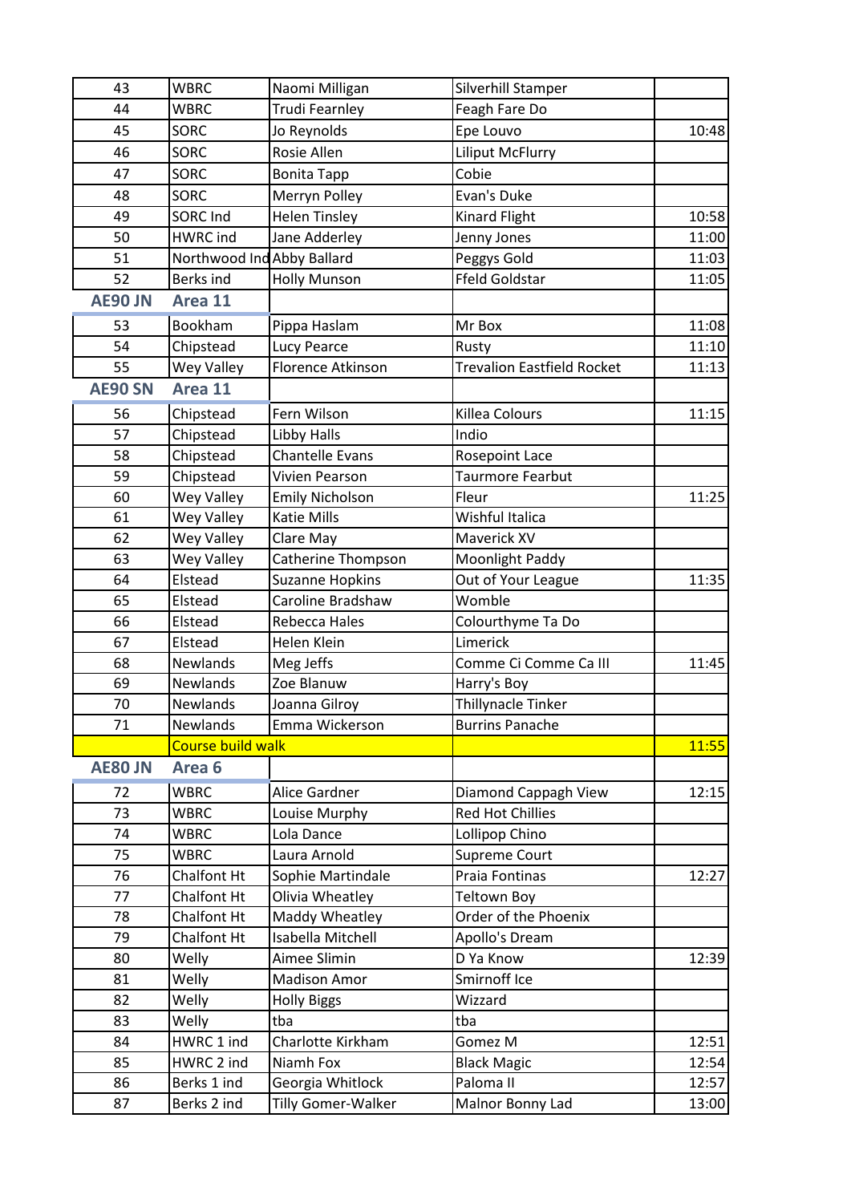| 43 | WBRC | Naomi Milligan | Silverhill Stamper | |
|---|---|---|---|---|
| 44 | WBRC | Trudi Fearnley | Feagh Fare Do | |
| 45 | SORC | Jo Reynolds | Epe Louvo | 10:48 |
| 46 | SORC | Rosie Allen | Liliput McFlurry | |
| 47 | SORC | Bonita Tapp | Cobie | |
| 48 | SORC | Merryn Polley | Evan's Duke | |
| 49 | SORC Ind | Helen Tinsley | Kinard Flight | 10:58 |
| 50 | HWRC ind | Jane Adderley | Jenny Jones | 11:00 |
| 51 | Northwood Ind | Abby Ballard | Peggys Gold | 11:03 |
| 52 | Berks ind | Holly Munson | Ffeld Goldstar | 11:05 |
| **AE90 JN** | **Area 11** | | | |
| 53 | Bookham | Pippa Haslam | Mr Box | 11:08 |
| 54 | Chipstead | Lucy Pearce | Rusty | 11:10 |
| 55 | Wey Valley | Florence Atkinson | Trevalion Eastfield Rocket | 11:13 |
| **AE90 SN** | **Area 11** | | | |
| 56 | Chipstead | Fern Wilson | Killea Colours | 11:15 |
| 57 | Chipstead | Libby Halls | Indio | |
| 58 | Chipstead | Chantelle Evans | Rosepoint Lace | |
| 59 | Chipstead | Vivien Pearson | Taurmore Fearbut | |
| 60 | Wey Valley | Emily Nicholson | Fleur | 11:25 |
| 61 | Wey Valley | Katie Mills | Wishful Italica | |
| 62 | Wey Valley | Clare May | Maverick XV | |
| 63 | Wey Valley | Catherine Thompson | Moonlight Paddy | |
| 64 | Elstead | Suzanne Hopkins | Out of Your League | 11:35 |
| 65 | Elstead | Caroline Bradshaw | Womble | |
| 66 | Elstead | Rebecca Hales | Colourthyme Ta Do | |
| 67 | Elstead | Helen Klein | Limerick | |
| 68 | Newlands | Meg Jeffs | Comme Ci Comme Ca III | 11:45 |
| 69 | Newlands | Zoe Blanuw | Harry's Boy | |
| 70 | Newlands | Joanna Gilroy | Thillynacle Tinker | |
| 71 | Newlands | Emma Wickerson | Burrins Panache | |
| | Course build walk | | | 11:55 |
| **AE80 JN** | **Area 6** | | | |
| 72 | WBRC | Alice Gardner | Diamond Cappagh View | 12:15 |
| 73 | WBRC | Louise Murphy | Red Hot Chillies | |
| 74 | WBRC | Lola Dance | Lollipop Chino | |
| 75 | WBRC | Laura Arnold | Supreme Court | |
| 76 | Chalfont Ht | Sophie Martindale | Praia Fontinas | 12:27 |
| 77 | Chalfont Ht | Olivia Wheatley | Teltown Boy | |
| 78 | Chalfont Ht | Maddy Wheatley | Order of the Phoenix | |
| 79 | Chalfont Ht | Isabella Mitchell | Apollo's Dream | |
| 80 | Welly | Aimee Slimin | D Ya Know | 12:39 |
| 81 | Welly | Madison Amor | Smirnoff Ice | |
| 82 | Welly | Holly Biggs | Wizzard | |
| 83 | Welly | tba | tba | |
| 84 | HWRC 1 ind | Charlotte Kirkham | Gomez M | 12:51 |
| 85 | HWRC 2 ind | Niamh Fox | Black Magic | 12:54 |
| 86 | Berks 1 ind | Georgia Whitlock | Paloma II | 12:57 |
| 87 | Berks 2 ind | Tilly Gomer-Walker | Malnor Bonny Lad | 13:00 |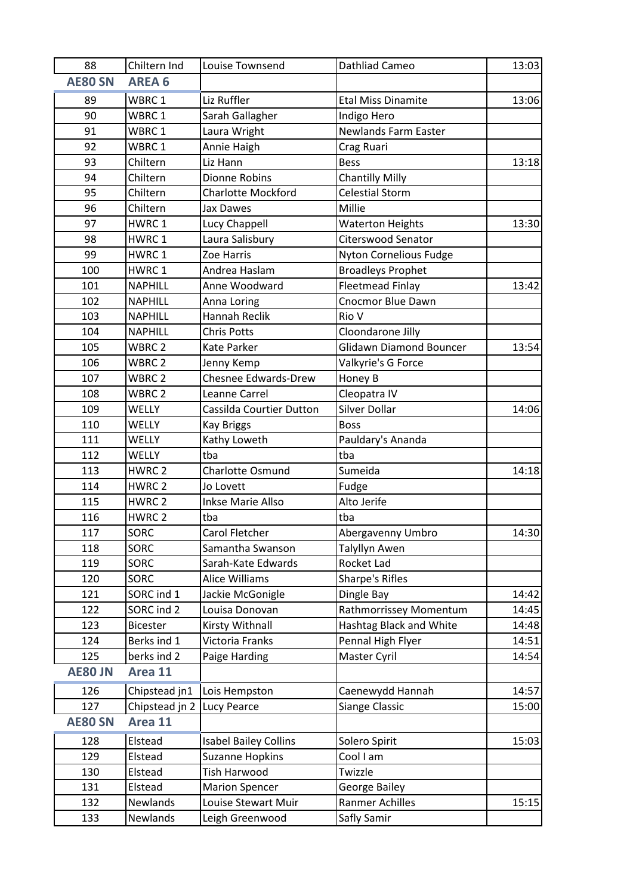| 88 | Chiltern Ind | Louise Townsend | Dathliad Cameo | 13:03 |
|---|---|---|---|---|
| **AE80 SN** | **AREA 6** | | | |
| 89 | WBRC 1 | Liz Ruffler | Etal Miss Dinamite | 13:06 |
| 90 | WBRC 1 | Sarah Gallagher | Indigo Hero | |
| 91 | WBRC 1 | Laura Wright | Newlands Farm Easter | |
| 92 | WBRC 1 | Annie Haigh | Crag Ruari | |
| 93 | Chiltern | Liz Hann | Bess | 13:18 |
| 94 | Chiltern | Dionne Robins | Chantilly Milly | |
| 95 | Chiltern | Charlotte Mockford | Celestial Storm | |
| 96 | Chiltern | Jax Dawes | Millie | |
| 97 | HWRC 1 | Lucy Chappell | Waterton Heights | 13:30 |
| 98 | HWRC 1 | Laura Salisbury | Citerswood Senator | |
| 99 | HWRC 1 | Zoe Harris | Nyton Cornelious Fudge | |
| 100 | HWRC 1 | Andrea Haslam | Broadleys Prophet | |
| 101 | NAPHILL | Anne Woodward | Fleetmead Finlay | 13:42 |
| 102 | NAPHILL | Anna Loring | Cnocmor Blue Dawn | |
| 103 | NAPHILL | Hannah Reclik | Rio V | |
| 104 | NAPHILL | Chris Potts | Cloondarone Jilly | |
| 105 | WBRC 2 | Kate Parker | Glidawn Diamond Bouncer | 13:54 |
| 106 | WBRC 2 | Jenny Kemp | Valkyrie's G Force | |
| 107 | WBRC 2 | Chesnee Edwards-Drew | Honey B | |
| 108 | WBRC 2 | Leanne Carrel | Cleopatra IV | |
| 109 | WELLY | Cassilda Courtier Dutton | Silver Dollar | 14:06 |
| 110 | WELLY | Kay Briggs | Boss | |
| 111 | WELLY | Kathy Loweth | Pauldary's Ananda | |
| 112 | WELLY | tba | tba | |
| 113 | HWRC 2 | Charlotte Osmund | Sumeida | 14:18 |
| 114 | HWRC 2 | Jo Lovett | Fudge | |
| 115 | HWRC 2 | Inkse Marie Allso | Alto Jerife | |
| 116 | HWRC 2 | tba | tba | |
| 117 | SORC | Carol Fletcher | Abergavenny Umbro | 14:30 |
| 118 | SORC | Samantha Swanson | Talyllyn Awen | |
| 119 | SORC | Sarah-Kate Edwards | Rocket Lad | |
| 120 | SORC | Alice Williams | Sharpe's Rifles | |
| 121 | SORC ind 1 | Jackie McGonigle | Dingle Bay | 14:42 |
| 122 | SORC ind 2 | Louisa Donovan | Rathmorrissey Momentum | 14:45 |
| 123 | Bicester | Kirsty Withnall | Hashtag Black and White | 14:48 |
| 124 | Berks ind 1 | Victoria Franks | Pennal High Flyer | 14:51 |
| 125 | berks ind 2 | Paige Harding | Master Cyril | 14:54 |
| **AE80 JN** | **Area 11** | | | |
| 126 | Chipstead jn1 | Lois Hempston | Caenewydd Hannah | 14:57 |
| 127 | Chipstead jn 2 | Lucy Pearce | Siange Classic | 15:00 |
| **AE80 SN** | **Area 11** | | | |
| 128 | Elstead | Isabel Bailey Collins | Solero Spirit | 15:03 |
| 129 | Elstead | Suzanne Hopkins | Cool I am | |
| 130 | Elstead | Tish Harwood | Twizzle | |
| 131 | Elstead | Marion Spencer | George Bailey | |
| 132 | Newlands | Louise Stewart Muir | Ranmer Achilles | 15:15 |
| 133 | Newlands | Leigh Greenwood | Safly Samir | |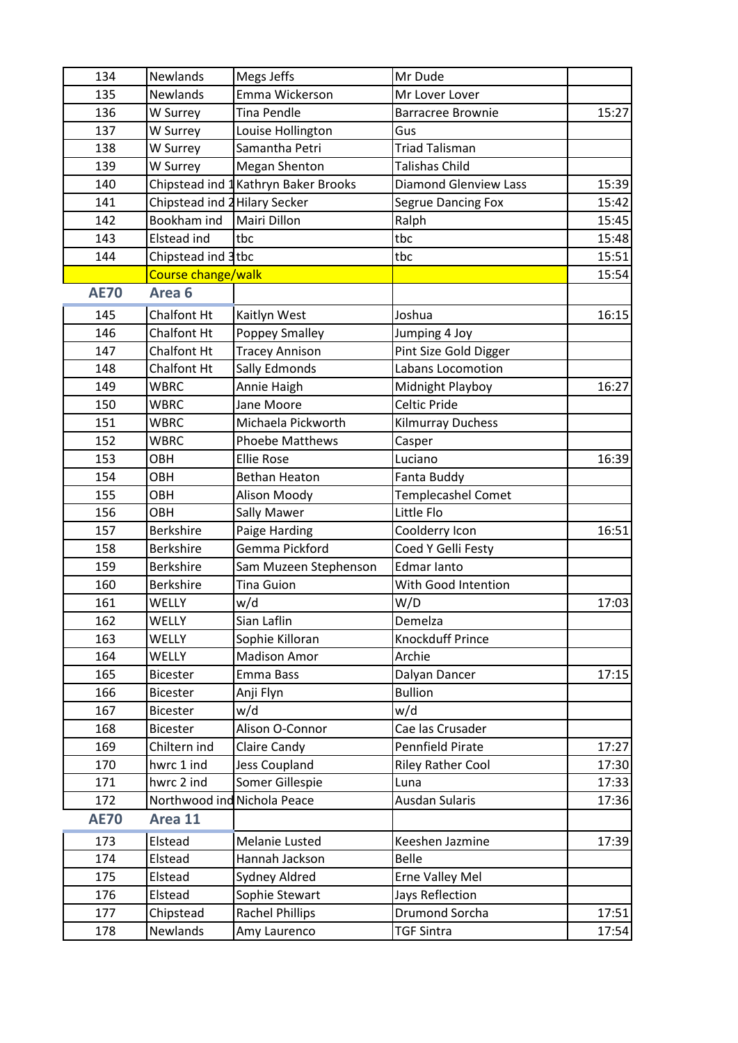| | | | | |
|---|---|---|---|---|
| 134 | Newlands | Megs Jeffs | Mr Dude | |
| 135 | Newlands | Emma Wickerson | Mr Lover Lover | |
| 136 | W Surrey | Tina Pendle | Barracree Brownie | 15:27 |
| 137 | W Surrey | Louise Hollington | Gus | |
| 138 | W Surrey | Samantha Petri | Triad Talisman | |
| 139 | W Surrey | Megan Shenton | Talishas Child | |
| 140 | Chipstead ind 1 | Kathryn Baker Brooks | Diamond Glenview Lass | 15:39 |
| 141 | Chipstead ind 2 | Hilary Secker | Segrue Dancing Fox | 15:42 |
| 142 | Bookham ind | Mairi Dillon | Ralph | 15:45 |
| 143 | Elstead ind | tbc | tbc | 15:48 |
| 144 | Chipstead ind 3 | tbc | tbc | 15:51 |
| | Course change/walk | | | 15:54 |
| **AE70** | **Area 6** | | | |
| 145 | Chalfont Ht | Kaitlyn West | Joshua | 16:15 |
| 146 | Chalfont Ht | Poppey Smalley | Jumping 4 Joy | |
| 147 | Chalfont Ht | Tracey Annison | Pint Size Gold Digger | |
| 148 | Chalfont Ht | Sally Edmonds | Labans Locomotion | |
| 149 | WBRC | Annie Haigh | Midnight Playboy | 16:27 |
| 150 | WBRC | Jane Moore | Celtic Pride | |
| 151 | WBRC | Michaela Pickworth | Kilmurray Duchess | |
| 152 | WBRC | Phoebe Matthews | Casper | |
| 153 | OBH | Ellie Rose | Luciano | 16:39 |
| 154 | OBH | Bethan Heaton | Fanta Buddy | |
| 155 | OBH | Alison Moody | Templecashel Comet | |
| 156 | OBH | Sally Mawer | Little Flo | |
| 157 | Berkshire | Paige Harding | Coolderry Icon | 16:51 |
| 158 | Berkshire | Gemma Pickford | Coed Y Gelli Festy | |
| 159 | Berkshire | Sam Muzeen Stephenson | Edmar Ianto | |
| 160 | Berkshire | Tina Guion | With Good Intention | |
| 161 | WELLY | w/d | W/D | 17:03 |
| 162 | WELLY | Sian Laflin | Demelza | |
| 163 | WELLY | Sophie Killoran | Knockduff Prince | |
| 164 | WELLY | Madison Amor | Archie | |
| 165 | Bicester | Emma Bass | Dalyan Dancer | 17:15 |
| 166 | Bicester | Anji Flyn | Bullion | |
| 167 | Bicester | w/d | w/d | |
| 168 | Bicester | Alison O-Connor | Cae las Crusader | |
| 169 | Chiltern ind | Claire Candy | Pennfield Pirate | 17:27 |
| 170 | hwrc 1 ind | Jess Coupland | Riley Rather Cool | 17:30 |
| 171 | hwrc 2 ind | Somer Gillespie | Luna | 17:33 |
| 172 | Northwood ind | Nichola Peace | Ausdan Sularis | 17:36 |
| **AE70** | **Area 11** | | | |
| 173 | Elstead | Melanie Lusted | Keeshen Jazmine | 17:39 |
| 174 | Elstead | Hannah Jackson | Belle | |
| 175 | Elstead | Sydney Aldred | Erne Valley Mel | |
| 176 | Elstead | Sophie Stewart | Jays Reflection | |
| 177 | Chipstead | Rachel Phillips | Drumond Sorcha | 17:51 |
| 178 | Newlands | Amy Laurenco | TGF Sintra | 17:54 |